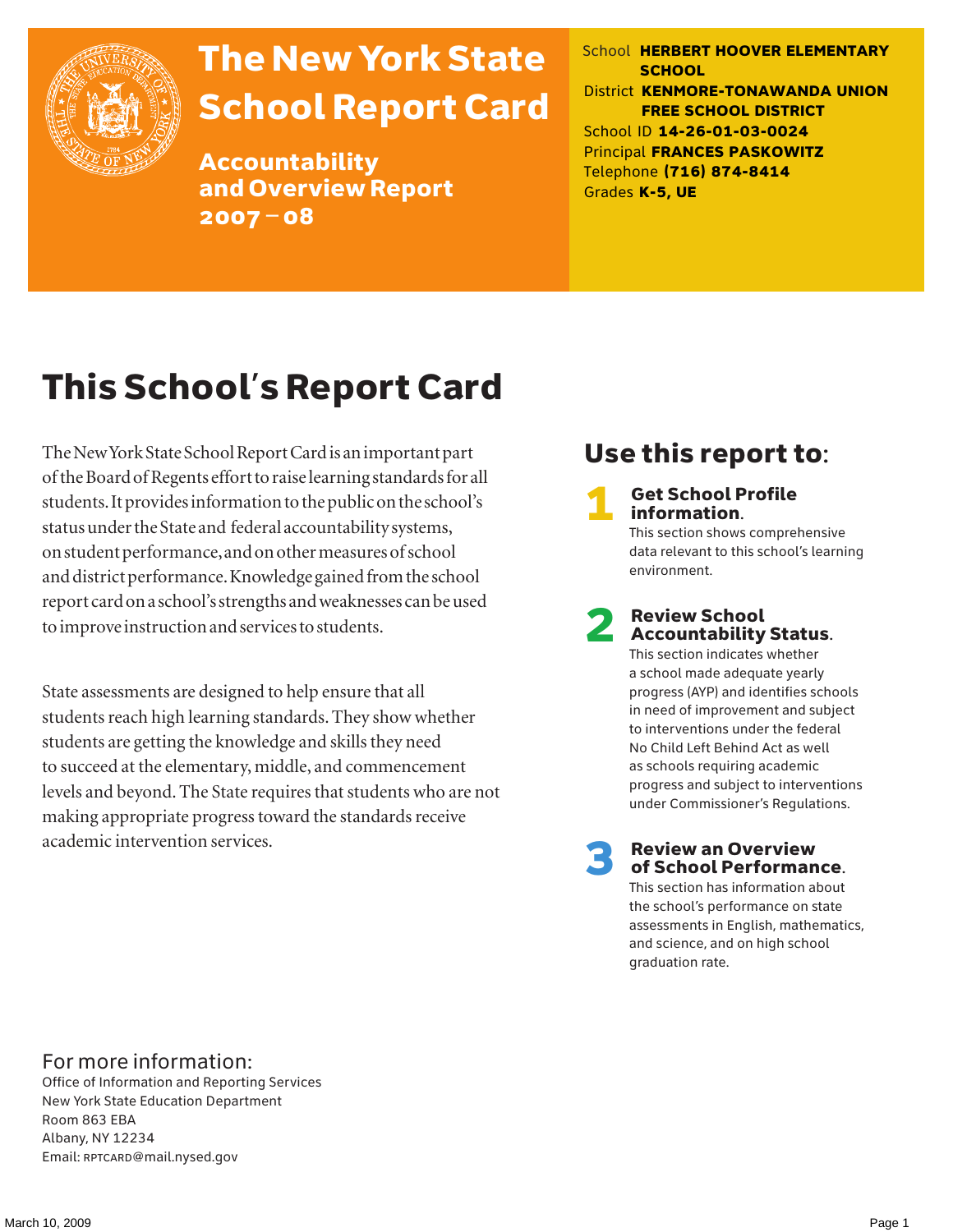# The New York State School Report Card

## Accountability and Overview Report 2007 – 08

School **HERBERT HOOVER ELEMENTARY SCHOOL**
District **KENMORE-TONAWANDA UNION FREE SCHOOL DISTRICT**
School ID **14-26-01-03-0024**
Principal **FRANCES PASKOWITZ**
Telephone **(716) 874-8414**
Grades **K-5, UE**

# This School's Report Card

The New York State School Report Card is an important part of the Board of Regents effort to raise learning standards for all students. It provides information to the public on the school's status under the State and federal accountability systems, on student performance, and on other measures of school and district performance. Knowledge gained from the school report card on a school's strengths and weaknesses can be used to improve instruction and services to students.

State assessments are designed to help ensure that all students reach high learning standards. They show whether students are getting the knowledge and skills they need to succeed at the elementary, middle, and commencement levels and beyond. The State requires that students who are not making appropriate progress toward the standards receive academic intervention services.

## Use this report to:

**1 Get School Profile information.**
This section shows comprehensive data relevant to this school's learning environment.

**2 Review School Accountability Status.**
This section indicates whether a school made adequate yearly progress (AYP) and identifies schools in need of improvement and subject to interventions under the federal No Child Left Behind Act as well as schools requiring academic progress and subject to interventions under Commissioner's Regulations.

**3 Review an Overview of School Performance.**
This section has information about the school's performance on state assessments in English, mathematics, and science, and on high school graduation rate.

For more information:
Office of Information and Reporting Services
New York State Education Department
Room 863 EBA
Albany, NY 12234
Email: RPTCARD@mail.nysed.gov

March 10, 2009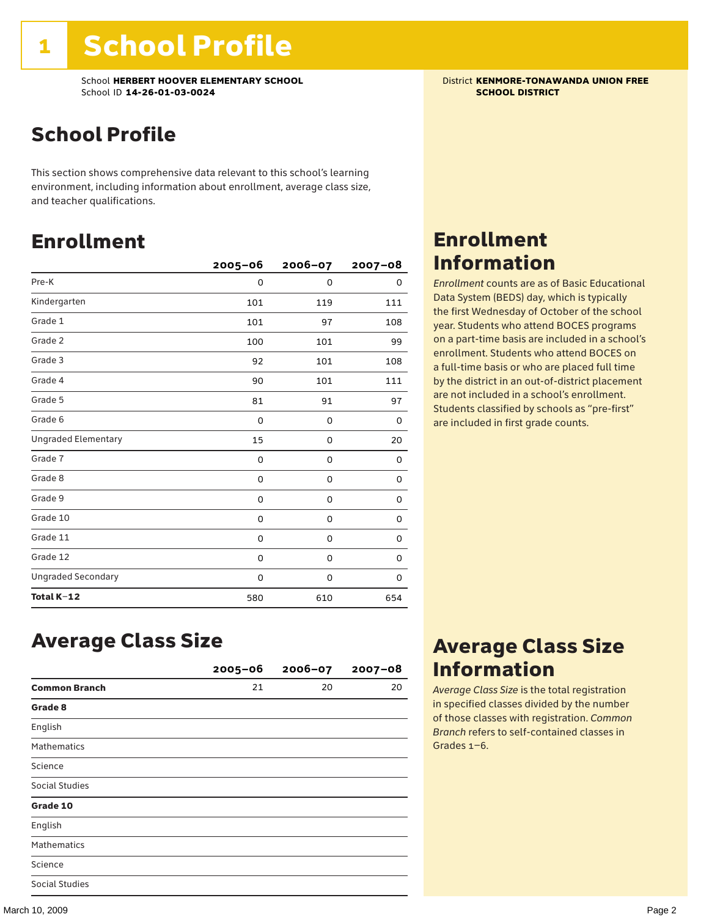# 1 School Profile

School **HERBERT HOOVER ELEMENTARY SCHOOL**
School ID **14-26-01-03-0024**

District **KENMORE-TONAWANDA UNION FREE SCHOOL DISTRICT**

## School Profile

This section shows comprehensive data relevant to this school's learning environment, including information about enrollment, average class size, and teacher qualifications.

## Enrollment

| | 2005–06 | 2006–07 | 2007–08 |
|---|---|---|---|
| Pre-K | 0 | 0 | 0 |
| Kindergarten | 101 | 119 | 111 |
| Grade 1 | 101 | 97 | 108 |
| Grade 2 | 100 | 101 | 99 |
| Grade 3 | 92 | 101 | 108 |
| Grade 4 | 90 | 101 | 111 |
| Grade 5 | 81 | 91 | 97 |
| Grade 6 | 0 | 0 | 0 |
| Ungraded Elementary | 15 | 0 | 20 |
| Grade 7 | 0 | 0 | 0 |
| Grade 8 | 0 | 0 | 0 |
| Grade 9 | 0 | 0 | 0 |
| Grade 10 | 0 | 0 | 0 |
| Grade 11 | 0 | 0 | 0 |
| Grade 12 | 0 | 0 | 0 |
| Ungraded Secondary | 0 | 0 | 0 |
| **Total K–12** | 580 | 610 | 654 |

## Enrollment Information

*Enrollment* counts are as of Basic Educational Data System (BEDS) day, which is typically the first Wednesday of October of the school year. Students who attend BOCES programs on a part-time basis are included in a school's enrollment. Students who attend BOCES on a full-time basis or who are placed full time by the district in an out-of-district placement are not included in a school's enrollment. Students classified by schools as "pre-first" are included in first grade counts.

## Average Class Size

| | 2005–06 | 2006–07 | 2007–08 |
|---|---|---|---|
| **Common Branch** | 21 | 20 | 20 |
| **Grade 8** | | | |
| English | | | |
| Mathematics | | | |
| Science | | | |
| Social Studies | | | |
| **Grade 10** | | | |
| English | | | |
| Mathematics | | | |
| Science | | | |
| Social Studies | | | |

## Average Class Size Information

*Average Class Size* is the total registration in specified classes divided by the number of those classes with registration. *Common Branch* refers to self-contained classes in Grades 1–6.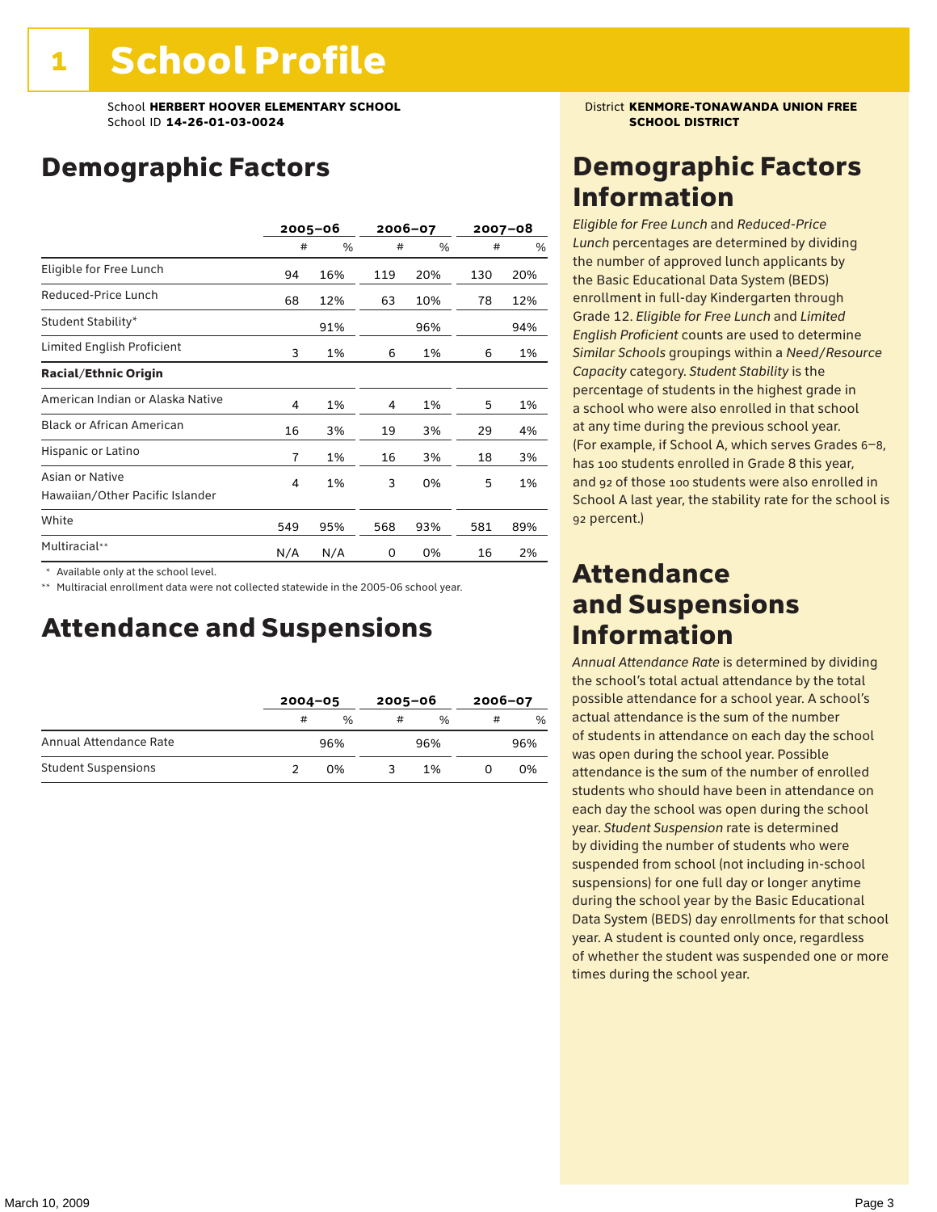# 1 School Profile

School **HERBERT HOOVER ELEMENTARY SCHOOL**
School ID **14-26-01-03-0024**

District **KENMORE-TONAWANDA UNION FREE SCHOOL DISTRICT**

## Demographic Factors

| | 2005–06 | | 2006–07 | | 2007–08 | |
|---|---|---|---|---|---|---|
| | # | % | # | % | # | % |
| Eligible for Free Lunch | 94 | 16% | 119 | 20% | 130 | 20% |
| Reduced-Price Lunch | 68 | 12% | 63 | 10% | 78 | 12% |
| Student Stability* | | 91% | | 96% | | 94% |
| Limited English Proficient | 3 | 1% | 6 | 1% | 6 | 1% |
| **Racial/Ethnic Origin** | | | | | | |
| American Indian or Alaska Native | 4 | 1% | 4 | 1% | 5 | 1% |
| Black or African American | 16 | 3% | 19 | 3% | 29 | 4% |
| Hispanic or Latino | 7 | 1% | 16 | 3% | 18 | 3% |
| Asian or Native Hawaiian/Other Pacific Islander | 4 | 1% | 3 | 0% | 5 | 1% |
| White | 549 | 95% | 568 | 93% | 581 | 89% |
| Multiracial** | N/A | N/A | 0 | 0% | 16 | 2% |

\* Available only at the school level.
\*\* Multiracial enrollment data were not collected statewide in the 2005-06 school year.

## Attendance and Suspensions

| | 2004–05 | | 2005–06 | | 2006–07 | |
|---|---|---|---|---|---|---|
| | # | % | # | % | # | % |
| Annual Attendance Rate | | 96% | | 96% | | 96% |
| Student Suspensions | 2 | 0% | 3 | 1% | 0 | 0% |

## Demographic Factors Information

*Eligible for Free Lunch* and *Reduced-Price Lunch* percentages are determined by dividing the number of approved lunch applicants by the Basic Educational Data System (BEDS) enrollment in full-day Kindergarten through Grade 12. *Eligible for Free Lunch* and *Limited English Proficient* counts are used to determine *Similar Schools* groupings within a *Need/Resource Capacity* category. *Student Stability* is the percentage of students in the highest grade in a school who were also enrolled in that school at any time during the previous school year. (For example, if School A, which serves Grades 6–8, has 100 students enrolled in Grade 8 this year, and 92 of those 100 students were also enrolled in School A last year, the stability rate for the school is 92 percent.)

## Attendance and Suspensions Information

*Annual Attendance Rate* is determined by dividing the school's total actual attendance by the total possible attendance for a school year. A school's actual attendance is the sum of the number of students in attendance on each day the school was open during the school year. Possible attendance is the sum of the number of enrolled students who should have been in attendance on each day the school was open during the school year. *Student Suspension* rate is determined by dividing the number of students who were suspended from school (not including in-school suspensions) for one full day or longer anytime during the school year by the Basic Educational Data System (BEDS) day enrollments for that school year. A student is counted only once, regardless of whether the student was suspended one or more times during the school year.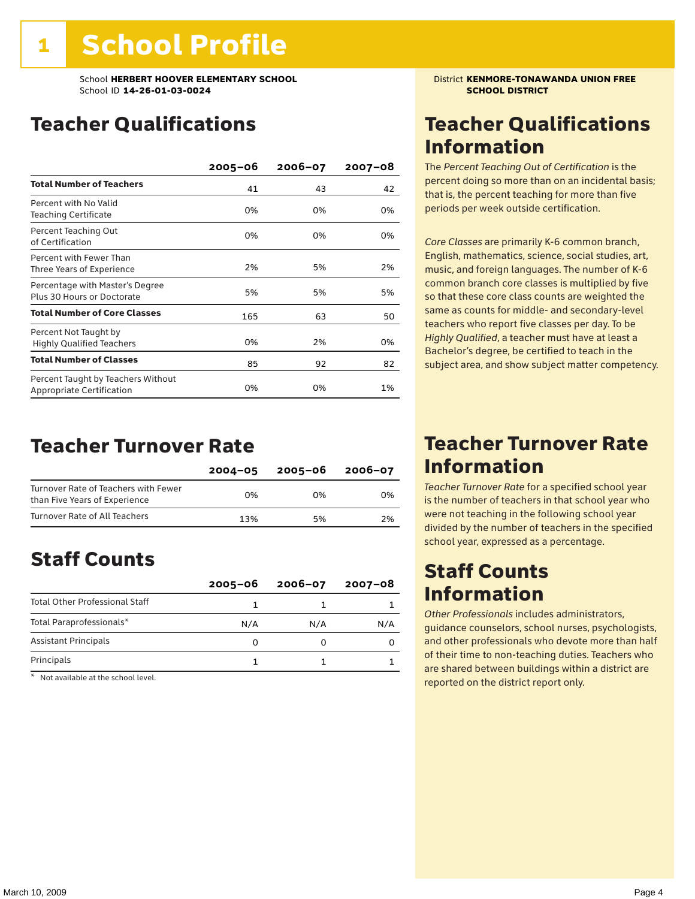# 1 School Profile

School **HERBERT HOOVER ELEMENTARY SCHOOL**
School ID **14-26-01-03-0024**

District **KENMORE-TONAWANDA UNION FREE SCHOOL DISTRICT**

## Teacher Qualifications

| | 2005–06 | 2006–07 | 2007–08 |
|---|---|---|---|
| **Total Number of Teachers** | 41 | 43 | 42 |
| Percent with No Valid Teaching Certificate | 0% | 0% | 0% |
| Percent Teaching Out of Certification | 0% | 0% | 0% |
| Percent with Fewer Than Three Years of Experience | 2% | 5% | 2% |
| Percentage with Master's Degree Plus 30 Hours or Doctorate | 5% | 5% | 5% |
| **Total Number of Core Classes** | 165 | 63 | 50 |
| Percent Not Taught by Highly Qualified Teachers | 0% | 2% | 0% |
| **Total Number of Classes** | 85 | 92 | 82 |
| Percent Taught by Teachers Without Appropriate Certification | 0% | 0% | 1% |

## Teacher Qualifications Information

The *Percent Teaching Out of Certification* is the percent doing so more than on an incidental basis; that is, the percent teaching for more than five periods per week outside certification.

*Core Classes* are primarily K-6 common branch, English, mathematics, science, social studies, art, music, and foreign languages. The number of K-6 common branch core classes is multiplied by five so that these core class counts are weighted the same as counts for middle- and secondary-level teachers who report five classes per day. To be *Highly Qualified*, a teacher must have at least a Bachelor's degree, be certified to teach in the subject area, and show subject matter competency.

## Teacher Turnover Rate

| | 2004–05 | 2005–06 | 2006–07 |
|---|---|---|---|
| Turnover Rate of Teachers with Fewer than Five Years of Experience | 0% | 0% | 0% |
| Turnover Rate of All Teachers | 13% | 5% | 2% |

## Teacher Turnover Rate Information

*Teacher Turnover Rate* for a specified school year is the number of teachers in that school year who were not teaching in the following school year divided by the number of teachers in the specified school year, expressed as a percentage.

## Staff Counts

| | 2005–06 | 2006–07 | 2007–08 |
|---|---|---|---|
| Total Other Professional Staff | 1 | 1 | 1 |
| Total Paraprofessionals* | N/A | N/A | N/A |
| Assistant Principals | 0 | 0 | 0 |
| Principals | 1 | 1 | 1 |

\* Not available at the school level.

## Staff Counts Information

*Other Professionals* includes administrators, guidance counselors, school nurses, psychologists, and other professionals who devote more than half of their time to non-teaching duties. Teachers who are shared between buildings within a district are reported on the district report only.

March 10, 2009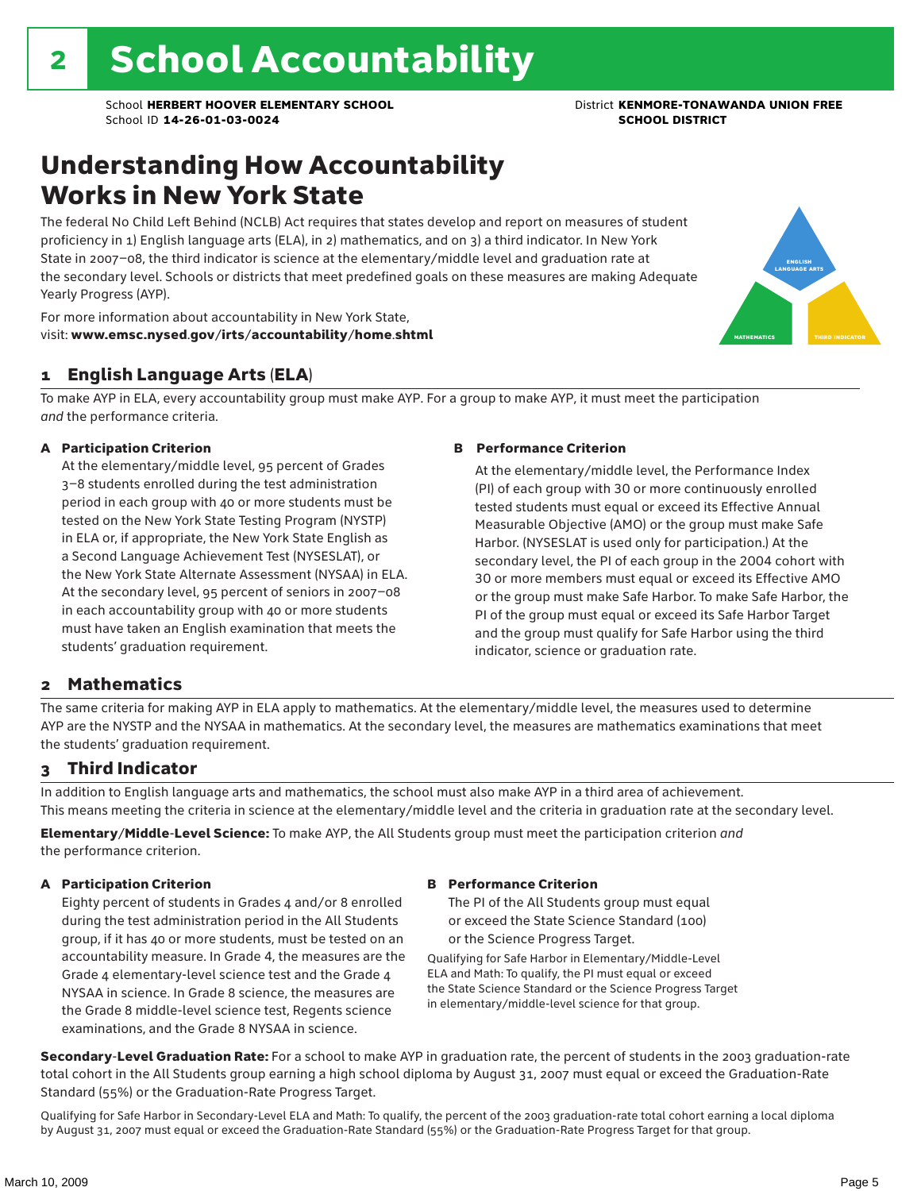# 2 School Accountability

School **HERBERT HOOVER ELEMENTARY SCHOOL**
School ID **14-26-01-03-0024**

District **KENMORE-TONAWANDA UNION FREE SCHOOL DISTRICT**

## Understanding How Accountability Works in New York State

The federal No Child Left Behind (NCLB) Act requires that states develop and report on measures of student proficiency in 1) English language arts (ELA), in 2) mathematics, and on 3) a third indicator. In New York State in 2007–08, the third indicator is science at the elementary/middle level and graduation rate at the secondary level. Schools or districts that meet predefined goals on these measures are making Adequate Yearly Progress (AYP).

For more information about accountability in New York State, visit: **www.emsc.nysed.gov/irts/accountability/home.shtml**

ENGLISH LANGUAGE ARTS

MATHEMATICS

THIRD INDICATOR

### 1 English Language Arts (ELA)

To make AYP in ELA, every accountability group must make AYP. For a group to make AYP, it must meet the participation *and* the performance criteria.

**A Participation Criterion**

At the elementary/middle level, 95 percent of Grades 3–8 students enrolled during the test administration period in each group with 40 or more students must be tested on the New York State Testing Program (NYSTP) in ELA or, if appropriate, the New York State English as a Second Language Achievement Test (NYSESLAT), or the New York State Alternate Assessment (NYSAA) in ELA. At the secondary level, 95 percent of seniors in 2007–08 in each accountability group with 40 or more students must have taken an English examination that meets the students' graduation requirement.

**B Performance Criterion**

At the elementary/middle level, the Performance Index (PI) of each group with 30 or more continuously enrolled tested students must equal or exceed its Effective Annual Measurable Objective (AMO) or the group must make Safe Harbor. (NYSESLAT is used only for participation.) At the secondary level, the PI of each group in the 2004 cohort with 30 or more members must equal or exceed its Effective AMO or the group must make Safe Harbor. To make Safe Harbor, the PI of the group must equal or exceed its Safe Harbor Target and the group must qualify for Safe Harbor using the third indicator, science or graduation rate.

### 2 Mathematics

The same criteria for making AYP in ELA apply to mathematics. At the elementary/middle level, the measures used to determine AYP are the NYSTP and the NYSAA in mathematics. At the secondary level, the measures are mathematics examinations that meet the students' graduation requirement.

### 3 Third Indicator

In addition to English language arts and mathematics, the school must also make AYP in a third area of achievement. This means meeting the criteria in science at the elementary/middle level and the criteria in graduation rate at the secondary level.

**Elementary/Middle-Level Science:** To make AYP, the All Students group must meet the participation criterion *and* the performance criterion.

**A Participation Criterion**

Eighty percent of students in Grades 4 and/or 8 enrolled during the test administration period in the All Students group, if it has 40 or more students, must be tested on an accountability measure. In Grade 4, the measures are the Grade 4 elementary-level science test and the Grade 4 NYSAA in science. In Grade 8 science, the measures are the Grade 8 middle-level science test, Regents science examinations, and the Grade 8 NYSAA in science.

**B Performance Criterion**

The PI of the All Students group must equal or exceed the State Science Standard (100) or the Science Progress Target.

Qualifying for Safe Harbor in Elementary/Middle-Level ELA and Math: To qualify, the PI must equal or exceed the State Science Standard or the Science Progress Target in elementary/middle-level science for that group.

**Secondary-Level Graduation Rate:** For a school to make AYP in graduation rate, the percent of students in the 2003 graduation-rate total cohort in the All Students group earning a high school diploma by August 31, 2007 must equal or exceed the Graduation-Rate Standard (55%) or the Graduation-Rate Progress Target.

Qualifying for Safe Harbor in Secondary-Level ELA and Math: To qualify, the percent of the 2003 graduation-rate total cohort earning a local diploma by August 31, 2007 must equal or exceed the Graduation-Rate Standard (55%) or the Graduation-Rate Progress Target for that group.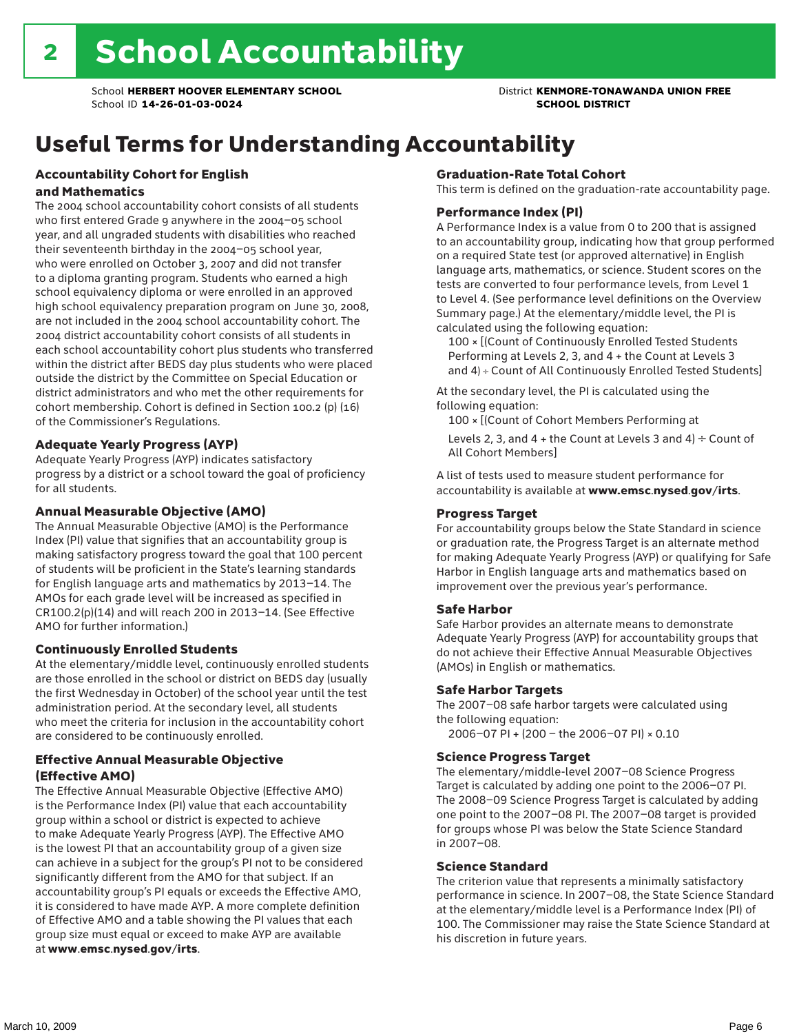# 2 School Accountability

School **HERBERT HOOVER ELEMENTARY SCHOOL**
School ID **14-26-01-03-0024**

District **KENMORE-TONAWANDA UNION FREE SCHOOL DISTRICT**

## Useful Terms for Understanding Accountability

### Accountability Cohort for English and Mathematics

The 2004 school accountability cohort consists of all students who first entered Grade 9 anywhere in the 2004–05 school year, and all ungraded students with disabilities who reached their seventeenth birthday in the 2004–05 school year, who were enrolled on October 3, 2007 and did not transfer to a diploma granting program. Students who earned a high school equivalency diploma or were enrolled in an approved high school equivalency preparation program on June 30, 2008, are not included in the 2004 school accountability cohort. The 2004 district accountability cohort consists of all students in each school accountability cohort plus students who transferred within the district after BEDS day plus students who were placed outside the district by the Committee on Special Education or district administrators and who met the other requirements for cohort membership. Cohort is defined in Section 100.2 (p) (16) of the Commissioner's Regulations.

### Adequate Yearly Progress (AYP)

Adequate Yearly Progress (AYP) indicates satisfactory progress by a district or a school toward the goal of proficiency for all students.

### Annual Measurable Objective (AMO)

The Annual Measurable Objective (AMO) is the Performance Index (PI) value that signifies that an accountability group is making satisfactory progress toward the goal that 100 percent of students will be proficient in the State's learning standards for English language arts and mathematics by 2013–14. The AMOs for each grade level will be increased as specified in CR100.2(p)(14) and will reach 200 in 2013–14. (See Effective AMO for further information.)

### Continuously Enrolled Students

At the elementary/middle level, continuously enrolled students are those enrolled in the school or district on BEDS day (usually the first Wednesday in October) of the school year until the test administration period. At the secondary level, all students who meet the criteria for inclusion in the accountability cohort are considered to be continuously enrolled.

### Effective Annual Measurable Objective (Effective AMO)

The Effective Annual Measurable Objective (Effective AMO) is the Performance Index (PI) value that each accountability group within a school or district is expected to achieve to make Adequate Yearly Progress (AYP). The Effective AMO is the lowest PI that an accountability group of a given size can achieve in a subject for the group's PI not to be considered significantly different from the AMO for that subject. If an accountability group's PI equals or exceeds the Effective AMO, it is considered to have made AYP. A more complete definition of Effective AMO and a table showing the PI values that each group size must equal or exceed to make AYP are available at **www.emsc.nysed.gov/irts**.

### Graduation-Rate Total Cohort

This term is defined on the graduation-rate accountability page.

### Performance Index (PI)

A Performance Index is a value from 0 to 200 that is assigned to an accountability group, indicating how that group performed on a required State test (or approved alternative) in English language arts, mathematics, or science. Student scores on the tests are converted to four performance levels, from Level 1 to Level 4. (See performance level definitions on the Overview Summary page.) At the elementary/middle level, the PI is calculated using the following equation:

100 × [(Count of Continuously Enrolled Tested Students Performing at Levels 2, 3, and 4 + the Count at Levels 3 and 4) ÷ Count of All Continuously Enrolled Tested Students]

At the secondary level, the PI is calculated using the following equation:

100 × [(Count of Cohort Members Performing at Levels 2, 3, and 4 + the Count at Levels 3 and 4) ÷ Count of All Cohort Members]

A list of tests used to measure student performance for accountability is available at **www.emsc.nysed.gov/irts**.

### Progress Target

For accountability groups below the State Standard in science or graduation rate, the Progress Target is an alternate method for making Adequate Yearly Progress (AYP) or qualifying for Safe Harbor in English language arts and mathematics based on improvement over the previous year's performance.

### Safe Harbor

Safe Harbor provides an alternate means to demonstrate Adequate Yearly Progress (AYP) for accountability groups that do not achieve their Effective Annual Measurable Objectives (AMOs) in English or mathematics.

### Safe Harbor Targets

The 2007–08 safe harbor targets were calculated using the following equation:

2006–07 PI + (200 – the 2006–07 PI) × 0.10

### Science Progress Target

The elementary/middle-level 2007–08 Science Progress Target is calculated by adding one point to the 2006–07 PI. The 2008–09 Science Progress Target is calculated by adding one point to the 2007–08 PI. The 2007–08 target is provided for groups whose PI was below the State Science Standard in 2007–08.

### Science Standard

The criterion value that represents a minimally satisfactory performance in science. In 2007–08, the State Science Standard at the elementary/middle level is a Performance Index (PI) of 100. The Commissioner may raise the State Science Standard at his discretion in future years.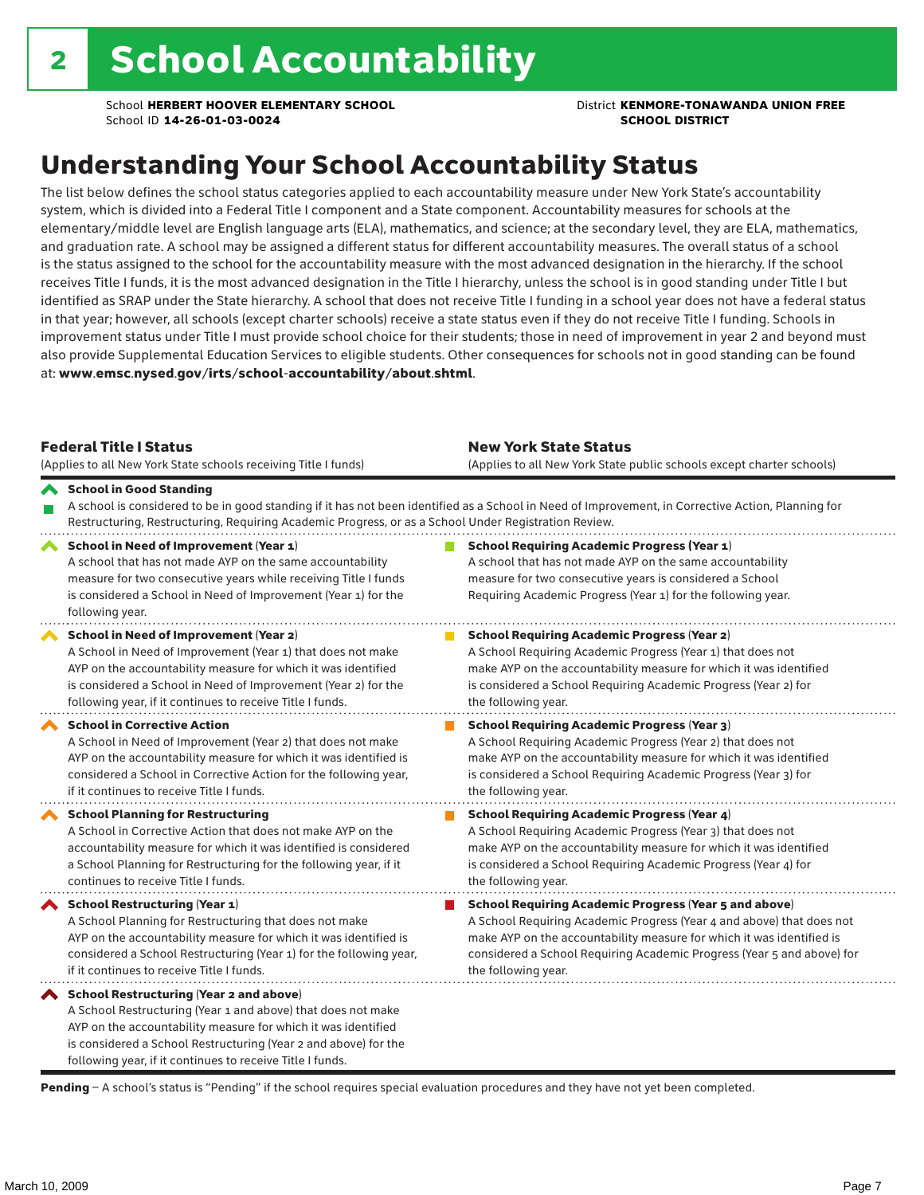# 2 School Accountability

School **HERBERT HOOVER ELEMENTARY SCHOOL**
School ID **14-26-01-03-0024**

District **KENMORE-TONAWANDA UNION FREE SCHOOL DISTRICT**

## Understanding Your School Accountability Status

The list below defines the school status categories applied to each accountability measure under New York State's accountability system, which is divided into a Federal Title I component and a State component. Accountability measures for schools at the elementary/middle level are English language arts (ELA), mathematics, and science; at the secondary level, they are ELA, mathematics, and graduation rate. A school may be assigned a different status for different accountability measures. The overall status of a school is the status assigned to the school for the accountability measure with the most advanced designation in the hierarchy. If the school receives Title I funds, it is the most advanced designation in the Title I hierarchy, unless the school is in good standing under Title I but identified as SRAP under the State hierarchy. A school that does not receive Title I funding in a school year does not have a federal status in that year; however, all schools (except charter schools) receive a state status even if they do not receive Title I funding. Schools in improvement status under Title I must provide school choice for their students; those in need of improvement in year 2 and beyond must also provide Supplemental Education Services to eligible students. Other consequences for schools not in good standing can be found at: **www.emsc.nysed.gov/irts/school-accountability/about.shtml**.

| Federal Title I Status (Applies to all New York State schools receiving Title I funds) | New York State Status (Applies to all New York State public schools except charter schools) |
|---|---|
| **School in Good Standing** A school is considered to be in good standing if it has not been identified as a School in Need of Improvement, in Corrective Action, Planning for Restructuring, Restructuring, Requiring Academic Progress, or as a School Under Registration Review. | |
| **School in Need of Improvement** (**Year 1**) A school that has not made AYP on the same accountability measure for two consecutive years while receiving Title I funds is considered a School in Need of Improvement (Year 1) for the following year. | **School Requiring Academic Progress** (**Year 1**) A school that has not made AYP on the same accountability measure for two consecutive years is considered a School Requiring Academic Progress (Year 1) for the following year. |
| **School in Need of Improvement** (**Year 2**) A School in Need of Improvement (Year 1) that does not make AYP on the accountability measure for which it was identified is considered a School in Need of Improvement (Year 2) for the following year, if it continues to receive Title I funds. | **School Requiring Academic Progress** (**Year 2**) A School Requiring Academic Progress (Year 1) that does not make AYP on the accountability measure for which it was identified is considered a School Requiring Academic Progress (Year 2) for the following year. |
| **School in Corrective Action** A School in Need of Improvement (Year 2) that does not make AYP on the accountability measure for which it was identified is considered a School in Corrective Action for the following year, if it continues to receive Title I funds. | **School Requiring Academic Progress** (**Year 3**) A School Requiring Academic Progress (Year 2) that does not make AYP on the accountability measure for which it was identified is considered a School Requiring Academic Progress (Year 3) for the following year. |
| **School Planning for Restructuring** A School in Corrective Action that does not make AYP on the accountability measure for which it was identified is considered a School Planning for Restructuring for the following year, if it continues to receive Title I funds. | **School Requiring Academic Progress** (**Year 4**) A School Requiring Academic Progress (Year 3) that does not make AYP on the accountability measure for which it was identified is considered a School Requiring Academic Progress (Year 4) for the following year. |
| **School Restructuring** (**Year 1**) A School Planning for Restructuring that does not make AYP on the accountability measure for which it was identified is considered a School Restructuring (Year 1) for the following year, if it continues to receive Title I funds. | **School Requiring Academic Progress** (**Year 5 and above**) A School Requiring Academic Progress (Year 4 and above) that does not make AYP on the accountability measure for which it was identified is considered a School Requiring Academic Progress (Year 5 and above) for the following year. |
| **School Restructuring** (**Year 2 and above**) A School Restructuring (Year 1 and above) that does not make AYP on the accountability measure for which it was identified is considered a School Restructuring (Year 2 and above) for the following year, if it continues to receive Title I funds. | |

**Pending** – A school's status is "Pending" if the school requires special evaluation procedures and they have not yet been completed.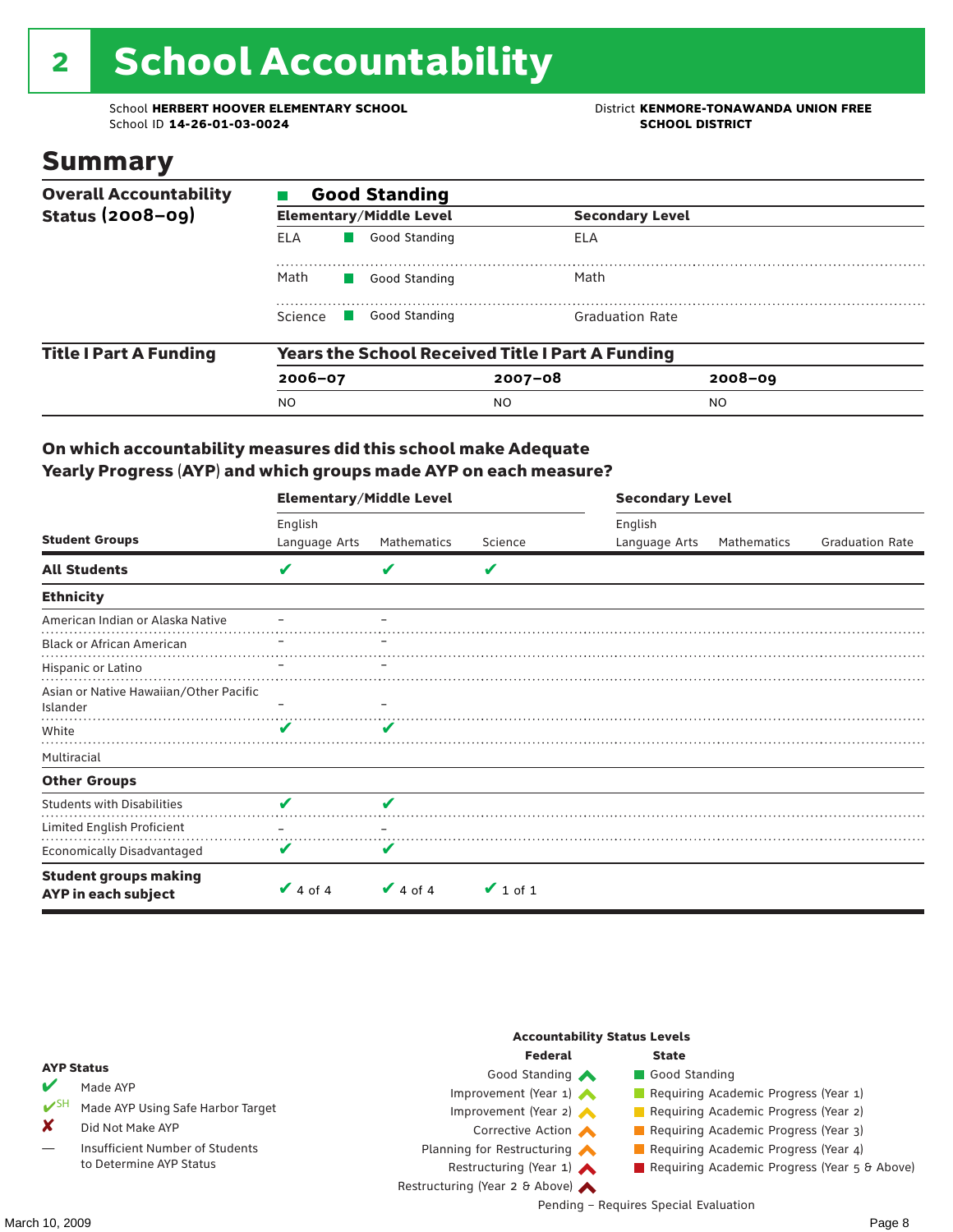# 2 School Accountability

School **HERBERT HOOVER ELEMENTARY SCHOOL**
School ID **14-26-01-03-0024**

District **KENMORE-TONAWANDA UNION FREE SCHOOL DISTRICT**

## Summary

**Overall Accountability Status (2008–09)**

■ **Good Standing**

| Elementary/Middle Level | | Secondary Level |
|---|---|---|
| ELA | ■ Good Standing | ELA |
| Math | ■ Good Standing | Math |
| Science | ■ Good Standing | Graduation Rate |

**Title I Part A Funding**

**Years the School Received Title I Part A Funding**

| 2006–07 | 2007–08 | 2008–09 |
|---|---|---|
| NO | NO | NO |

### On which accountability measures did this school make Adequate Yearly Progress (AYP) and which groups made AYP on each measure?

| Student Groups | Elementary/Middle Level: English Language Arts | Elementary/Middle Level: Mathematics | Elementary/Middle Level: Science | Secondary Level: English Language Arts | Secondary Level: Mathematics | Secondary Level: Graduation Rate |
|---|---|---|---|---|---|---|
| **All Students** | ✔ | ✔ | ✔ | | | |
| **Ethnicity** | | | | | | |
| American Indian or Alaska Native | – | – | | | | |
| Black or African American | – | – | | | | |
| Hispanic or Latino | – | – | | | | |
| Asian or Native Hawaiian/Other Pacific Islander | – | – | | | | |
| White | ✔ | ✔ | | | | |
| Multiracial | | | | | | |
| **Other Groups** | | | | | | |
| Students with Disabilities | ✔ | ✔ | | | | |
| Limited English Proficient | – | – | | | | |
| Economically Disadvantaged | ✔ | ✔ | | | | |
| **Student groups making AYP in each subject** | ✔ 4 of 4 | ✔ 4 of 4 | ✔ 1 of 1 | | | |

**AYP Status**

- ✔ Made AYP
- ✔SH Made AYP Using Safe Harbor Target
- ✘ Did Not Make AYP
- — Insufficient Number of Students to Determine AYP Status

**Accountability Status Levels**

| Federal | State |
|---|---|
| Good Standing | Good Standing |
| Improvement (Year 1) | Requiring Academic Progress (Year 1) |
| Improvement (Year 2) | Requiring Academic Progress (Year 2) |
| Corrective Action | Requiring Academic Progress (Year 3) |
| Planning for Restructuring | Requiring Academic Progress (Year 4) |
| Restructuring (Year 1) | Requiring Academic Progress (Year 5 & Above) |
| Restructuring (Year 2 & Above) | |

Pending – Requires Special Evaluation

March 10, 2009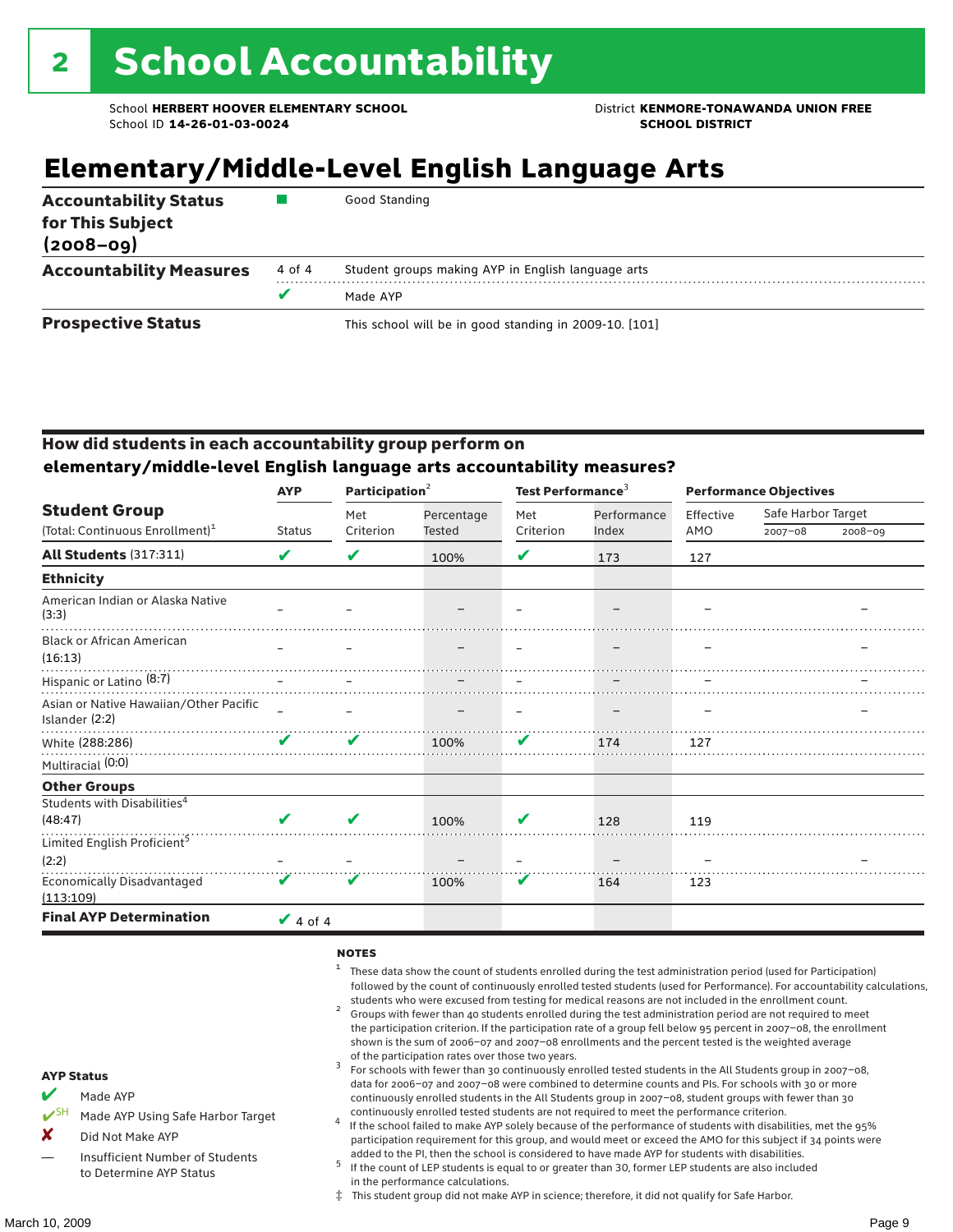# 2 School Accountability

School **HERBERT HOOVER ELEMENTARY SCHOOL**
School ID **14-26-01-03-0024**

District **KENMORE-TONAWANDA UNION FREE SCHOOL DISTRICT**

## Elementary/Middle-Level English Language Arts

| | | |
|---|---|---|
| **Accountability Status for This Subject (2008–09)** | ■ | Good Standing |
| **Accountability Measures** | 4 of 4 | Student groups making AYP in English language arts |
| | ✔ | Made AYP |
| **Prospective Status** | | This school will be in good standing in 2009-10. [101] |

### How did students in each accountability group perform on elementary/middle-level English language arts accountability measures?

| Student Group (Total: Continuous Enrollment)[1] | AYP Status | Participation[2] Met Criterion | Participation[2] Percentage Tested | Test Performance[3] Met Criterion | Test Performance[3] Performance Index | Performance Objectives Effective AMO | Safe Harbor Target 2007–08 | Safe Harbor Target 2008–09 |
|---|---|---|---|---|---|---|---|---|
| **All Students** (317:311) | ✔ | ✔ | 100% | ✔ | 173 | 127 | | |
| **Ethnicity** | | | | | | | | |
| American Indian or Alaska Native (3:3) | – | – | – | – | – | – | | – |
| Black or African American (16:13) | – | – | – | – | – | – | | – |
| Hispanic or Latino (8:7) | – | – | – | – | – | – | | – |
| Asian or Native Hawaiian/Other Pacific Islander (2:2) | – | – | – | – | – | – | | – |
| White (288:286) | ✔ | ✔ | 100% | ✔ | 174 | 127 | | |
| Multiracial (0:0) | | | | | | | | |
| **Other Groups** | | | | | | | | |
| Students with Disabilities[4] (48:47) | ✔ | ✔ | 100% | ✔ | 128 | 119 | | |
| Limited English Proficient[5] (2:2) | – | – | – | – | – | – | | – |
| Economically Disadvantaged (113:109) | ✔ | ✔ | 100% | ✔ | 164 | 123 | | |
| **Final AYP Determination** | ✔ 4 of 4 | | | | | | | |

**AYP Status**

- ✔ Made AYP
- ✔SH Made AYP Using Safe Harbor Target
- ✘ Did Not Make AYP
- — Insufficient Number of Students to Determine AYP Status

**NOTES**

1. These data show the count of students enrolled during the test administration period (used for Participation) followed by the count of continuously enrolled tested students (used for Performance). For accountability calculations, students who were excused from testing for medical reasons are not included in the enrollment count.
2. Groups with fewer than 40 students enrolled during the test administration period are not required to meet the participation criterion. If the participation rate of a group fell below 95 percent in 2007–08, the enrollment shown is the sum of 2006–07 and 2007–08 enrollments and the percent tested is the weighted average of the participation rates over those two years.
3. For schools with fewer than 30 continuously enrolled tested students in the All Students group in 2007–08, data for 2006–07 and 2007–08 were combined to determine counts and PIs. For schools with 30 or more continuously enrolled students in the All Students group in 2007–08, student groups with fewer than 30 continuously enrolled tested students are not required to meet the performance criterion.
4. If the school failed to make AYP solely because of the performance of students with disabilities, met the 95% participation requirement for this group, and would meet or exceed the AMO for this subject if 34 points were added to the PI, then the school is considered to have made AYP for students with disabilities.
5. If the count of LEP students is equal to or greater than 30, former LEP students are also included in the performance calculations.

‡ This student group did not make AYP in science; therefore, it did not qualify for Safe Harbor.

March 10, 2009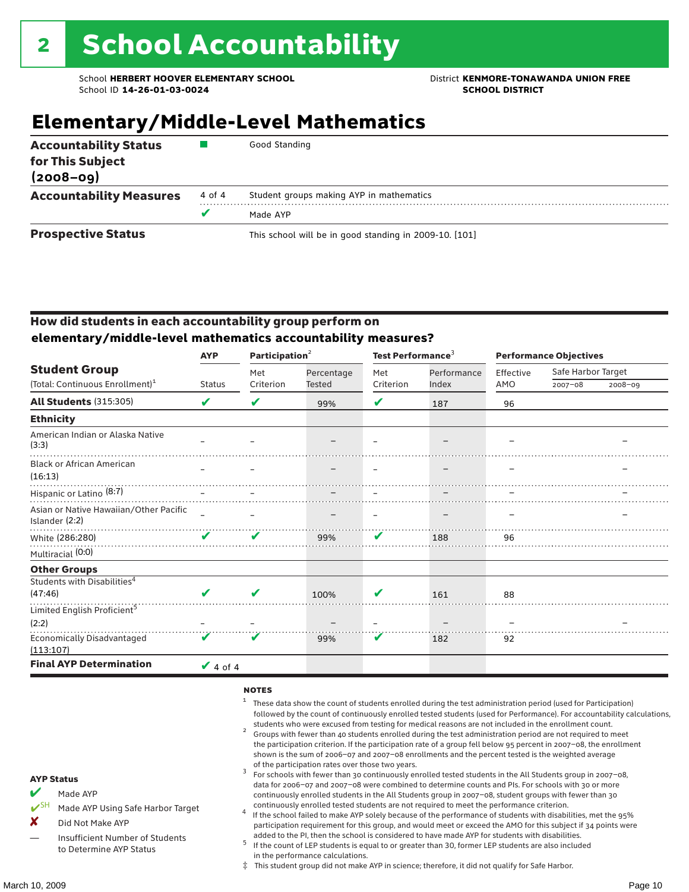# 2 School Accountability

School **HERBERT HOOVER ELEMENTARY SCHOOL**
School ID **14-26-01-03-0024**

District **KENMORE-TONAWANDA UNION FREE SCHOOL DISTRICT**

## Elementary/Middle-Level Mathematics

| | | |
|---|---|---|
| **Accountability Status for This Subject (2008–09)** | ■ | Good Standing |
| **Accountability Measures** | 4 of 4 | Student groups making AYP in mathematics |
| | ✔ | Made AYP |
| **Prospective Status** | | This school will be in good standing in 2009-10. [101] |

### How did students in each accountability group perform on elementary/middle-level mathematics accountability measures?

| Student Group (Total: Continuous Enrollment)[1] | AYP Status | Participation[2] Met Criterion | Participation[2] Percentage Tested | Test Performance[3] Met Criterion | Test Performance[3] Performance Index | Performance Objectives Effective AMO | Safe Harbor Target 2007–08 | Safe Harbor Target 2008–09 |
|---|---|---|---|---|---|---|---|---|
| **All Students** (315:305) | ✔ | ✔ | 99% | ✔ | 187 | 96 | | |
| **Ethnicity** | | | | | | | | |
| American Indian or Alaska Native (3:3) | – | – | – | – | – | – | | – |
| Black or African American (16:13) | – | – | – | – | – | – | | – |
| Hispanic or Latino (8:7) | – | – | – | – | – | – | | – |
| Asian or Native Hawaiian/Other Pacific Islander (2:2) | – | – | – | – | – | – | | – |
| White (286:280) | ✔ | ✔ | 99% | ✔ | 188 | 96 | | |
| Multiracial (0:0) | | | | | | | | |
| **Other Groups** | | | | | | | | |
| Students with Disabilities[4] (47:46) | ✔ | ✔ | 100% | ✔ | 161 | 88 | | |
| Limited English Proficient[5] (2:2) | – | – | – | – | – | – | | – |
| Economically Disadvantaged (113:107) | ✔ | ✔ | 99% | ✔ | 182 | 92 | | |
| **Final AYP Determination** | ✔ 4 of 4 | | | | | | | |

**AYP Status**

- ✔ Made AYP
- ✔SH Made AYP Using Safe Harbor Target
- ✘ Did Not Make AYP
- — Insufficient Number of Students to Determine AYP Status

**NOTES**

1. These data show the count of students enrolled during the test administration period (used for Participation) followed by the count of continuously enrolled tested students (used for Performance). For accountability calculations, students who were excused from testing for medical reasons are not included in the enrollment count.
2. Groups with fewer than 40 students enrolled during the test administration period are not required to meet the participation criterion. If the participation rate of a group fell below 95 percent in 2007–08, the enrollment shown is the sum of 2006–07 and 2007–08 enrollments and the percent tested is the weighted average of the participation rates over those two years.
3. For schools with fewer than 30 continuously enrolled tested students in the All Students group in 2007–08, data for 2006–07 and 2007–08 were combined to determine counts and PIs. For schools with 30 or more continuously enrolled students in the All Students group in 2007–08, student groups with fewer than 30 continuously enrolled tested students are not required to meet the performance criterion.
4. If the school failed to make AYP solely because of the performance of students with disabilities, met the 95% participation requirement for this group, and would meet or exceed the AMO for this subject if 34 points were added to the PI, then the school is considered to have made AYP for students with disabilities.
5. If the count of LEP students is equal to or greater than 30, former LEP students are also included in the performance calculations.

‡ This student group did not make AYP in science; therefore, it did not qualify for Safe Harbor.

March 10, 2009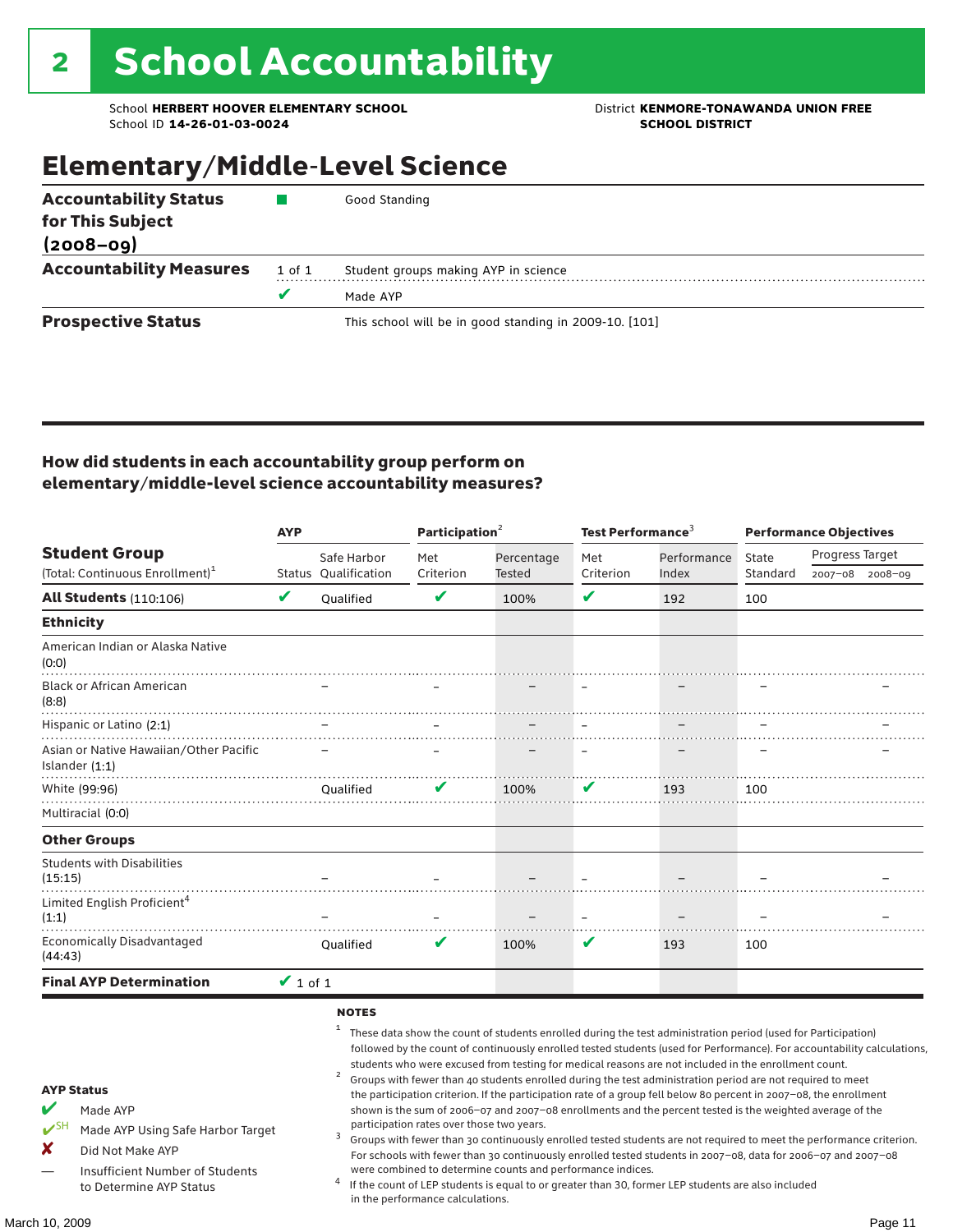# 2 School Accountability

School **HERBERT HOOVER ELEMENTARY SCHOOL**
School ID **14-26-01-03-0024**

District **KENMORE-TONAWANDA UNION FREE SCHOOL DISTRICT**

## Elementary/Middle-Level Science

| | | |
|---|---|---|
| **Accountability Status for This Subject (2008–09)** | ■ | Good Standing |
| **Accountability Measures** | 1 of 1 | Student groups making AYP in science |
| | ✔ | Made AYP |
| **Prospective Status** | | This school will be in good standing in 2009-10. [101] |

### How did students in each accountability group perform on elementary/middle-level science accountability measures?

| Student Group (Total: Continuous Enrollment)[1] | AYP | | Participation[2] | | Test Performance[3] | | Performance Objectives | | |
|---|---|---|---|---|---|---|---|---|---|
| | Status | Safe Harbor Qualification | Met Criterion | Percentage Tested | Met Criterion | Performance Index | State Standard | Progress Target 2007–08 | Progress Target 2008–09 |
| **All Students** (110:106) | ✔ | Qualified | ✔ | 100% | ✔ | 192 | 100 | | |
| **Ethnicity** | | | | | | | | | |
| American Indian or Alaska Native (0:0) | | | | | | | | | |
| Black or African American (8:8) | | – | – | – | – | – | – | | – |
| Hispanic or Latino (2:1) | | – | – | – | – | – | – | | – |
| Asian or Native Hawaiian/Other Pacific Islander (1:1) | | – | – | – | – | – | – | | – |
| White (99:96) | | Qualified | ✔ | 100% | ✔ | 193 | 100 | | |
| Multiracial (0:0) | | | | | | | | | |
| **Other Groups** | | | | | | | | | |
| Students with Disabilities (15:15) | | – | – | – | – | – | – | | – |
| Limited English Proficient[4] (1:1) | | – | – | – | – | – | – | | – |
| Economically Disadvantaged (44:43) | | Qualified | ✔ | 100% | ✔ | 193 | 100 | | |
| **Final AYP Determination** | ✔ 1 of 1 | | | | | | | | |

**AYP Status**

- ✔ Made AYP
- ✔SH Made AYP Using Safe Harbor Target
- ✘ Did Not Make AYP
- — Insufficient Number of Students to Determine AYP Status

**NOTES**

1 These data show the count of students enrolled during the test administration period (used for Participation) followed by the count of continuously enrolled tested students (used for Performance). For accountability calculations, students who were excused from testing for medical reasons are not included in the enrollment count.

2 Groups with fewer than 40 students enrolled during the test administration period are not required to meet the participation criterion. If the participation rate of a group fell below 80 percent in 2007–08, the enrollment shown is the sum of 2006–07 and 2007–08 enrollments and the percent tested is the weighted average of the participation rates over those two years.

3 Groups with fewer than 30 continuously enrolled tested students are not required to meet the performance criterion. For schools with fewer than 30 continuously enrolled tested students in 2007–08, data for 2006–07 and 2007–08 were combined to determine counts and performance indices.

4 If the count of LEP students is equal to or greater than 30, former LEP students are also included in the performance calculations.

March 10, 2009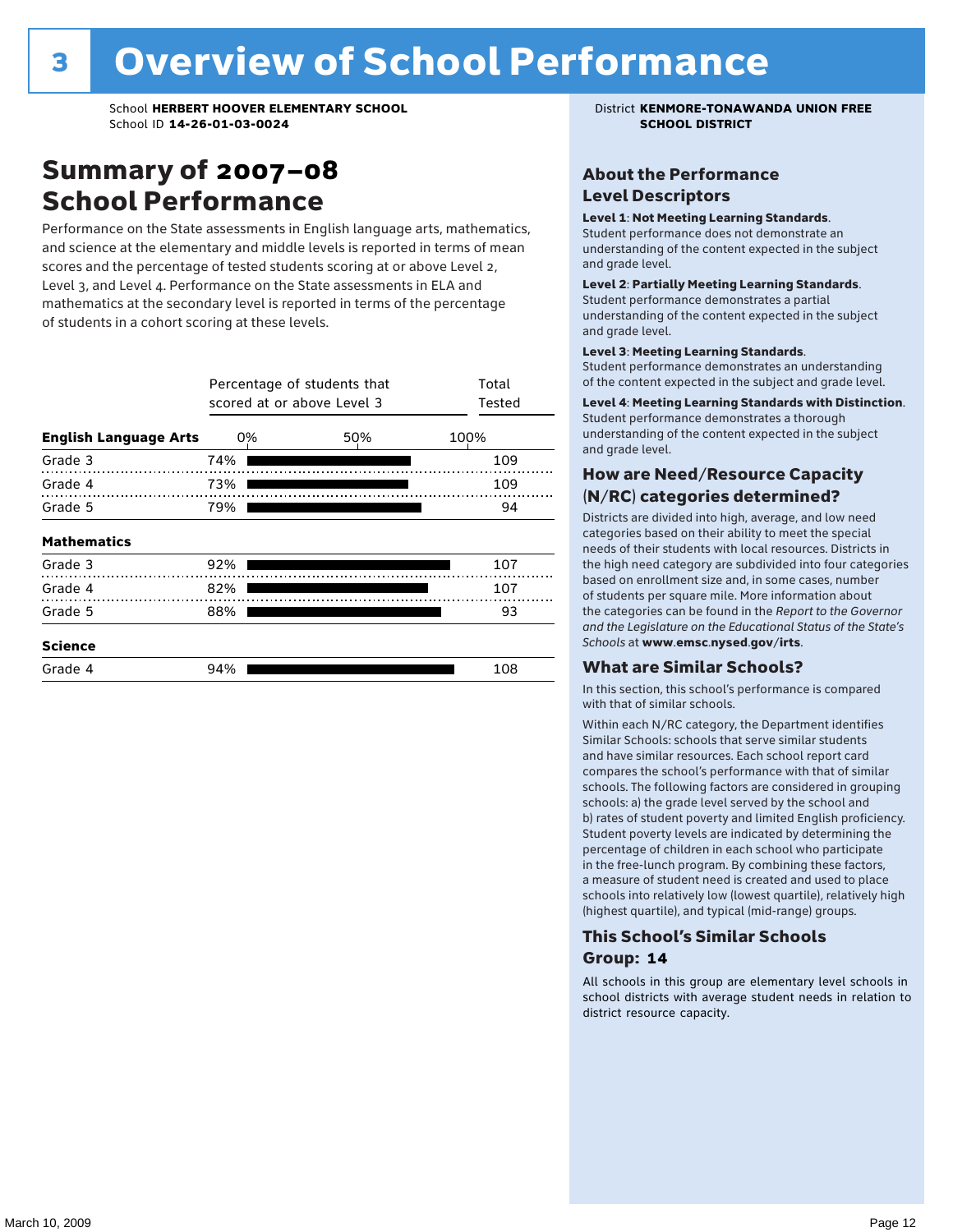# 3 Overview of School Performance

School **HERBERT HOOVER ELEMENTARY SCHOOL**
School ID **14-26-01-03-0024**

District **KENMORE-TONAWANDA UNION FREE SCHOOL DISTRICT**

## Summary of 2007–08 School Performance

Performance on the State assessments in English language arts, mathematics, and science at the elementary and middle levels is reported in terms of mean scores and the percentage of tested students scoring at or above Level 2, Level 3, and Level 4. Performance on the State assessments in ELA and mathematics at the secondary level is reported in terms of the percentage of students in a cohort scoring at these levels.

| | Percentage of students that scored at or above Level 3 | Total Tested |
|---|---|---|
| **English Language Arts** | | |
| Grade 3 | 74% | 109 |
| Grade 4 | 73% | 109 |
| Grade 5 | 79% | 94 |
| **Mathematics** | | |
| Grade 3 | 92% | 107 |
| Grade 4 | 82% | 107 |
| Grade 5 | 88% | 93 |
| **Science** | | |
| Grade 4 | 94% | 108 |

### About the Performance Level Descriptors

**Level 1**: **Not Meeting Learning Standards**. Student performance does not demonstrate an understanding of the content expected in the subject and grade level.

**Level 2**: **Partially Meeting Learning Standards**. Student performance demonstrates a partial understanding of the content expected in the subject and grade level.

**Level 3**: **Meeting Learning Standards**. Student performance demonstrates an understanding of the content expected in the subject and grade level.

**Level 4**: **Meeting Learning Standards with Distinction**. Student performance demonstrates a thorough understanding of the content expected in the subject and grade level.

### How are Need/Resource Capacity (N/RC) categories determined?

Districts are divided into high, average, and low need categories based on their ability to meet the special needs of their students with local resources. Districts in the high need category are subdivided into four categories based on enrollment size and, in some cases, number of students per square mile. More information about the categories can be found in the *Report to the Governor and the Legislature on the Educational Status of the State's Schools* at **www.emsc.nysed.gov/irts**.

### What are Similar Schools?

In this section, this school's performance is compared with that of similar schools.

Within each N/RC category, the Department identifies Similar Schools: schools that serve similar students and have similar resources. Each school report card compares the school's performance with that of similar schools. The following factors are considered in grouping schools: a) the grade level served by the school and b) rates of student poverty and limited English proficiency. Student poverty levels are indicated by determining the percentage of children in each school who participate in the free-lunch program. By combining these factors, a measure of student need is created and used to place schools into relatively low (lowest quartile), relatively high (highest quartile), and typical (mid-range) groups.

### This School's Similar Schools Group: 14

All schools in this group are elementary level schools in school districts with average student needs in relation to district resource capacity.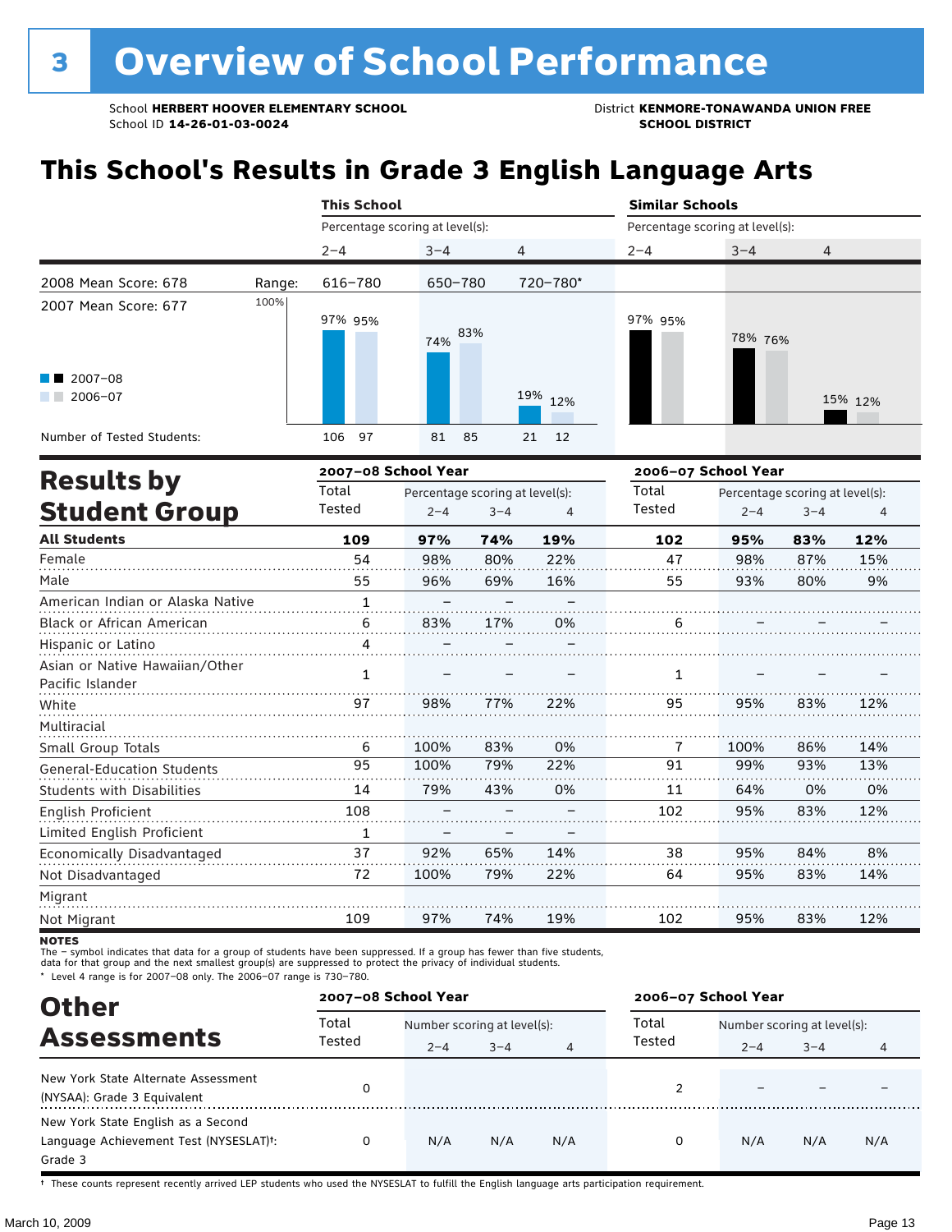# 3 Overview of School Performance

School **HERBERT HOOVER ELEMENTARY SCHOOL**
School ID **14-26-01-03-0024**

District **KENMORE-TONAWANDA UNION FREE SCHOOL DISTRICT**

## This School's Results in Grade 3 English Language Arts

| | This School | | | Similar Schools | | |
|---|---|---|---|---|---|---|
| | Percentage scoring at level(s): | | | Percentage scoring at level(s): | | |
| | 2–4 | 3–4 | 4 | 2–4 | 3–4 | 4 |
| 2008 Mean Score: 678 — Range: | 616–780 | 650–780 | 720–780* | | | |
| 2007 Mean Score: 677 | | | | | | |
| 2007–08 | 97% | 74% | 19% | 97% | 78% | 15% |
| 2006–07 | 95% | 83% | 12% | 95% | 76% | 12% |
| Number of Tested Students: 2007–08 | 106 | 81 | 21 | | | |
| Number of Tested Students: 2006–07 | 97 | 85 | 12 | | | |

## Results by Student Group

| | 2007–08 School Year | | | | 2006–07 School Year | | | |
|---|---|---|---|---|---|---|---|---|
| | Total Tested | Percentage scoring at level(s): 2–4 | 3–4 | 4 | Total Tested | Percentage scoring at level(s): 2–4 | 3–4 | 4 |
| **All Students** | **109** | **97%** | **74%** | **19%** | **102** | **95%** | **83%** | **12%** |
| Female | 54 | 98% | 80% | 22% | 47 | 98% | 87% | 15% |
| Male | 55 | 96% | 69% | 16% | 55 | 93% | 80% | 9% |
| American Indian or Alaska Native | 1 | – | – | – | | | | |
| Black or African American | 6 | 83% | 17% | 0% | 6 | – | – | – |
| Hispanic or Latino | 4 | – | – | – | | | | |
| Asian or Native Hawaiian/Other Pacific Islander | 1 | – | – | – | 1 | – | – | – |
| White | 97 | 98% | 77% | 22% | 95 | 95% | 83% | 12% |
| Multiracial | | | | | | | | |
| Small Group Totals | 6 | 100% | 83% | 0% | 7 | 100% | 86% | 14% |
| General-Education Students | 95 | 100% | 79% | 22% | 91 | 99% | 93% | 13% |
| Students with Disabilities | 14 | 79% | 43% | 0% | 11 | 64% | 0% | 0% |
| English Proficient | 108 | – | – | – | 102 | 95% | 83% | 12% |
| Limited English Proficient | 1 | – | – | – | | | | |
| Economically Disadvantaged | 37 | 92% | 65% | 14% | 38 | 95% | 84% | 8% |
| Not Disadvantaged | 72 | 100% | 79% | 22% | 64 | 95% | 83% | 14% |
| Migrant | | | | | | | | |
| Not Migrant | 109 | 97% | 74% | 19% | 102 | 95% | 83% | 12% |

**NOTES**
The – symbol indicates that data for a group of students have been suppressed. If a group has fewer than five students, data for that group and the next smallest group(s) are suppressed to protect the privacy of individual students.
\* Level 4 range is for 2007–08 only. The 2006–07 range is 730–780.

## Other Assessments

| | 2007–08 School Year | | | | 2006–07 School Year | | | |
|---|---|---|---|---|---|---|---|---|
| | Total Tested | Number scoring at level(s): 2–4 | 3–4 | 4 | Total Tested | Number scoring at level(s): 2–4 | 3–4 | 4 |
| New York State Alternate Assessment (NYSAA): Grade 3 Equivalent | 0 | | | | 2 | – | – | – |
| New York State English as a Second Language Achievement Test (NYSESLAT)†: Grade 3 | 0 | N/A | N/A | N/A | 0 | N/A | N/A | N/A |

† These counts represent recently arrived LEP students who used the NYSESLAT to fulfill the English language arts participation requirement.

March 10, 2009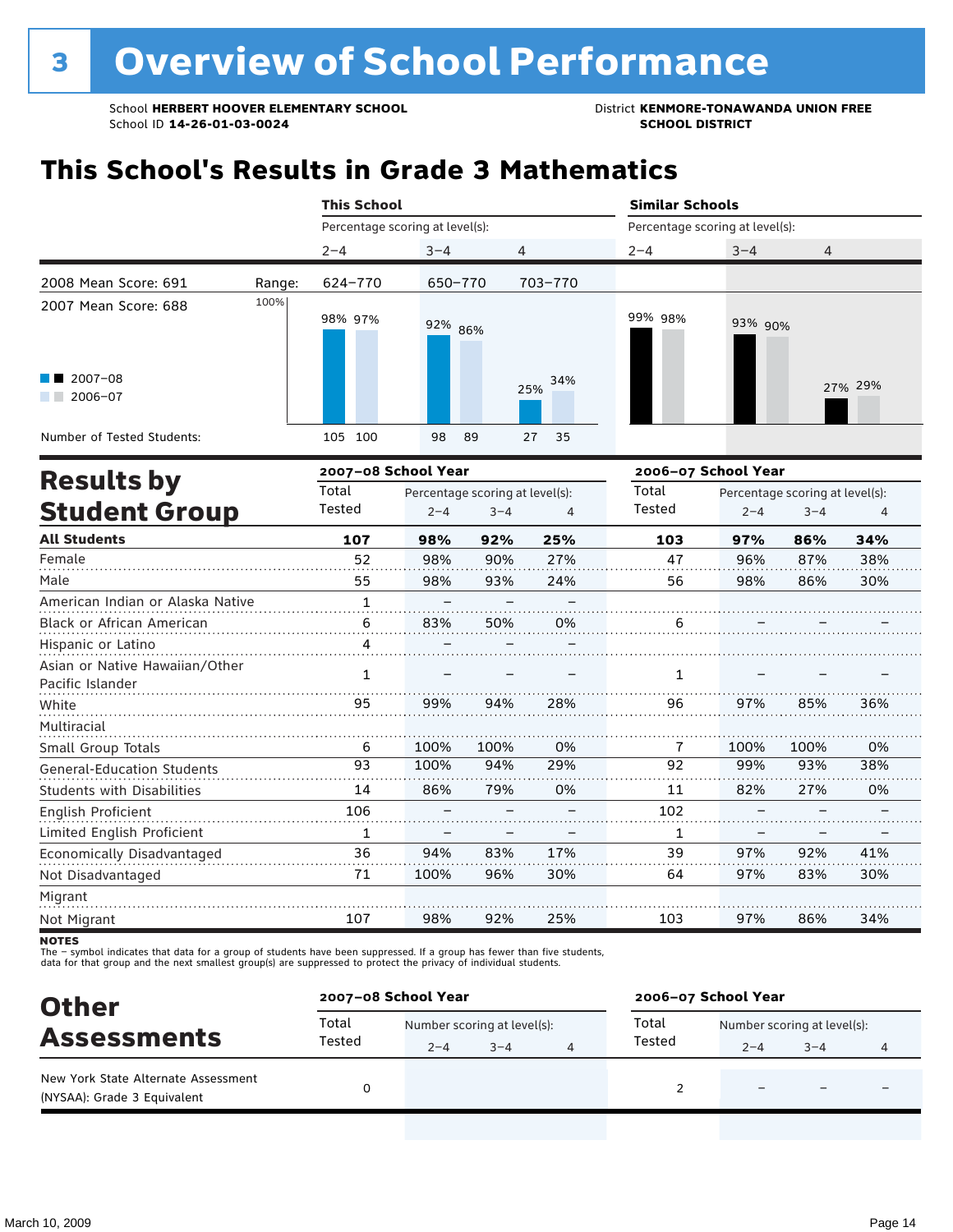# 3 Overview of School Performance

School **HERBERT HOOVER ELEMENTARY SCHOOL**
School ID **14-26-01-03-0024**

District **KENMORE-TONAWANDA UNION FREE SCHOOL DISTRICT**

## This School's Results in Grade 3 Mathematics

| | | This School | | | Similar Schools | | |
|---|---|---|---|---|---|---|---|
| | | Percentage scoring at level(s): | | | Percentage scoring at level(s): | | |
| | | 2–4 | 3–4 | 4 | 2–4 | 3–4 | 4 |
| 2008 Mean Score: 691 | Range: | 624–770 | 650–770 | 703–770 | | | |
| 2007 Mean Score: 688 | | | | | | | |
| 2007–08 | | 98% | 92% | 25% | 99% | 93% | 27% |
| 2006–07 | | 97% | 86% | 34% | 98% | 90% | 29% |
| Number of Tested Students: 2007–08 | | 105 | 98 | 27 | | | |
| Number of Tested Students: 2006–07 | | 100 | 89 | 35 | | | |

## Results by Student Group

| | 2007–08 School Year | | | | 2006–07 School Year | | | |
|---|---|---|---|---|---|---|---|---|
| | Total Tested | Percentage scoring at level(s): 2–4 | 3–4 | 4 | Total Tested | Percentage scoring at level(s): 2–4 | 3–4 | 4 |
| **All Students** | **107** | **98%** | **92%** | **25%** | **103** | **97%** | **86%** | **34%** |
| Female | 52 | 98% | 90% | 27% | 47 | 96% | 87% | 38% |
| Male | 55 | 98% | 93% | 24% | 56 | 98% | 86% | 30% |
| American Indian or Alaska Native | 1 | – | – | – | | | | |
| Black or African American | 6 | 83% | 50% | 0% | 6 | – | – | – |
| Hispanic or Latino | 4 | – | – | – | | | | |
| Asian or Native Hawaiian/Other Pacific Islander | 1 | – | – | – | 1 | – | – | – |
| White | 95 | 99% | 94% | 28% | 96 | 97% | 85% | 36% |
| Multiracial | | | | | | | | |
| Small Group Totals | 6 | 100% | 100% | 0% | 7 | 100% | 100% | 0% |
| General-Education Students | 93 | 100% | 94% | 29% | 92 | 99% | 93% | 38% |
| Students with Disabilities | 14 | 86% | 79% | 0% | 11 | 82% | 27% | 0% |
| English Proficient | 106 | – | – | – | 102 | – | – | – |
| Limited English Proficient | 1 | – | – | – | 1 | – | – | – |
| Economically Disadvantaged | 36 | 94% | 83% | 17% | 39 | 97% | 92% | 41% |
| Not Disadvantaged | 71 | 100% | 96% | 30% | 64 | 97% | 83% | 30% |
| Migrant | | | | | | | | |
| Not Migrant | 107 | 98% | 92% | 25% | 103 | 97% | 86% | 34% |

**NOTES**
The – symbol indicates that data for a group of students have been suppressed. If a group has fewer than five students, data for that group and the next smallest group(s) are suppressed to protect the privacy of individual students.

## Other Assessments

| | 2007–08 School Year | | | | 2006–07 School Year | | | |
|---|---|---|---|---|---|---|---|---|
| | Total Tested | Number scoring at level(s): 2–4 | 3–4 | 4 | Total Tested | Number scoring at level(s): 2–4 | 3–4 | 4 |
| New York State Alternate Assessment (NYSAA): Grade 3 Equivalent | 0 | | | | 2 | – | – | – |

March 10, 2009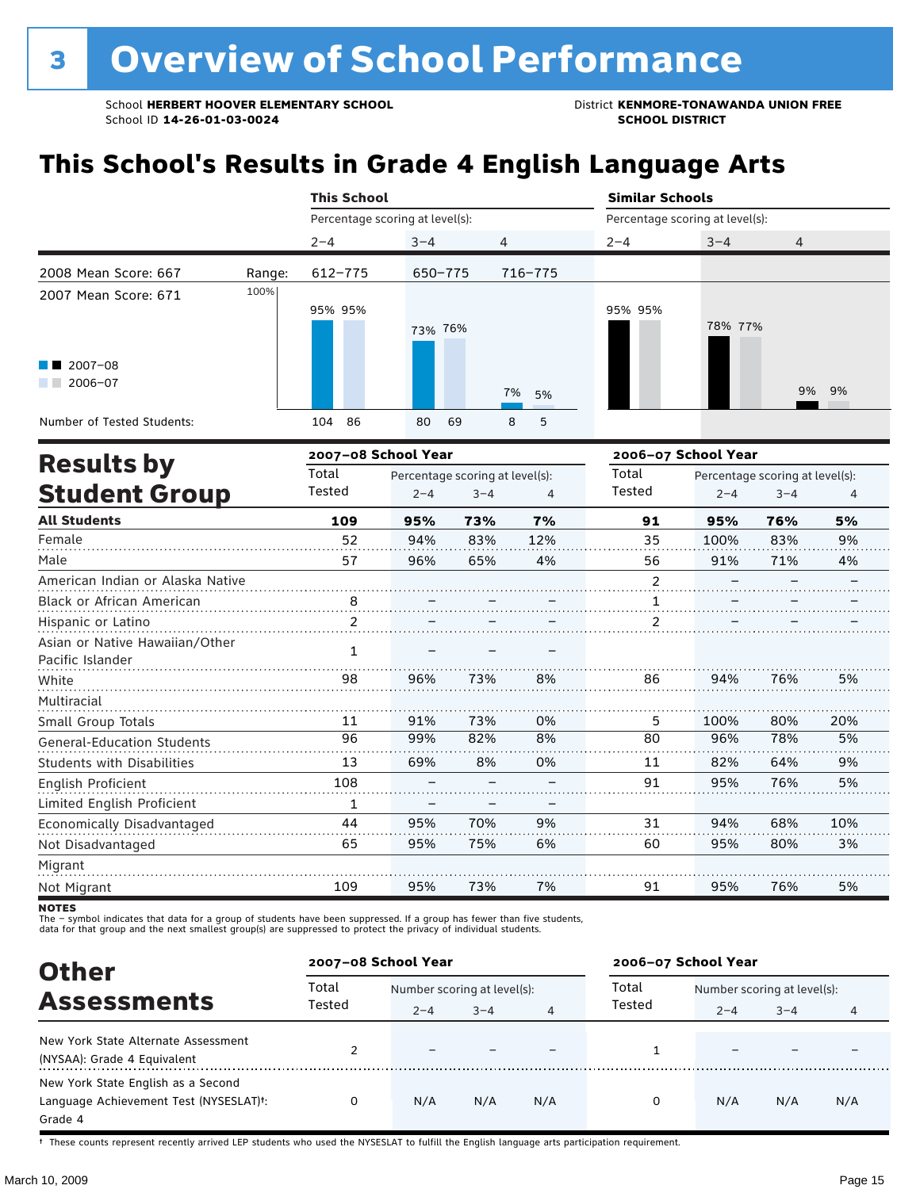# 3 Overview of School Performance

School **HERBERT HOOVER ELEMENTARY SCHOOL**
School ID **14-26-01-03-0024**

District **KENMORE-TONAWANDA UNION FREE SCHOOL DISTRICT**

## This School's Results in Grade 4 English Language Arts

| | | This School | | | Similar Schools | | |
|---|---|---|---|---|---|---|---|
| | | Percentage scoring at level(s): | | | Percentage scoring at level(s): | | |
| | | 2–4 | 3–4 | 4 | 2–4 | 3–4 | 4 |
| 2008 Mean Score: 667 | Range: | 612–775 | 650–775 | 716–775 | | | |
| 2007 Mean Score: 671 | | | | | | | |
| 2007–08 | | 95% | 73% | 7% | 95% | 78% | 9% |
| 2006–07 | | 95% | 76% | 5% | 95% | 77% | 9% |
| Number of Tested Students: 2007–08 | | 104 | 80 | 8 | | | |
| Number of Tested Students: 2006–07 | | 86 | 69 | 5 | | | |

## Results by Student Group

| | 2007–08 School Year | | | | 2006–07 School Year | | | |
|---|---|---|---|---|---|---|---|---|
| | Total Tested | Percentage scoring at level(s): 2–4 | 3–4 | 4 | Total Tested | Percentage scoring at level(s): 2–4 | 3–4 | 4 |
| **All Students** | **109** | **95%** | **73%** | **7%** | **91** | **95%** | **76%** | **5%** |
| Female | 52 | 94% | 83% | 12% | 35 | 100% | 83% | 9% |
| Male | 57 | 96% | 65% | 4% | 56 | 91% | 71% | 4% |
| American Indian or Alaska Native | | | | | 2 | – | – | – |
| Black or African American | 8 | – | – | – | 1 | – | – | – |
| Hispanic or Latino | 2 | – | – | – | 2 | – | – | – |
| Asian or Native Hawaiian/Other Pacific Islander | 1 | – | – | – | | | | |
| White | 98 | 96% | 73% | 8% | 86 | 94% | 76% | 5% |
| Multiracial | | | | | | | | |
| Small Group Totals | 11 | 91% | 73% | 0% | 5 | 100% | 80% | 20% |
| General-Education Students | 96 | 99% | 82% | 8% | 80 | 96% | 78% | 5% |
| Students with Disabilities | 13 | 69% | 8% | 0% | 11 | 82% | 64% | 9% |
| English Proficient | 108 | – | – | – | 91 | 95% | 76% | 5% |
| Limited English Proficient | 1 | – | – | – | | | | |
| Economically Disadvantaged | 44 | 95% | 70% | 9% | 31 | 94% | 68% | 10% |
| Not Disadvantaged | 65 | 95% | 75% | 6% | 60 | 95% | 80% | 3% |
| Migrant | | | | | | | | |
| Not Migrant | 109 | 95% | 73% | 7% | 91 | 95% | 76% | 5% |

**NOTES**
The – symbol indicates that data for a group of students have been suppressed. If a group has fewer than five students, data for that group and the next smallest group(s) are suppressed to protect the privacy of individual students.

## Other Assessments

| | 2007–08 School Year | | | | 2006–07 School Year | | | |
|---|---|---|---|---|---|---|---|---|
| | Total Tested | Number scoring at level(s): 2–4 | 3–4 | 4 | Total Tested | Number scoring at level(s): 2–4 | 3–4 | 4 |
| New York State Alternate Assessment (NYSAA): Grade 4 Equivalent | 2 | – | – | – | 1 | – | – | – |
| New York State English as a Second Language Achievement Test (NYSESLAT)†: Grade 4 | 0 | N/A | N/A | N/A | 0 | N/A | N/A | N/A |

† These counts represent recently arrived LEP students who used the NYSESLAT to fulfill the English language arts participation requirement.

March 10, 2009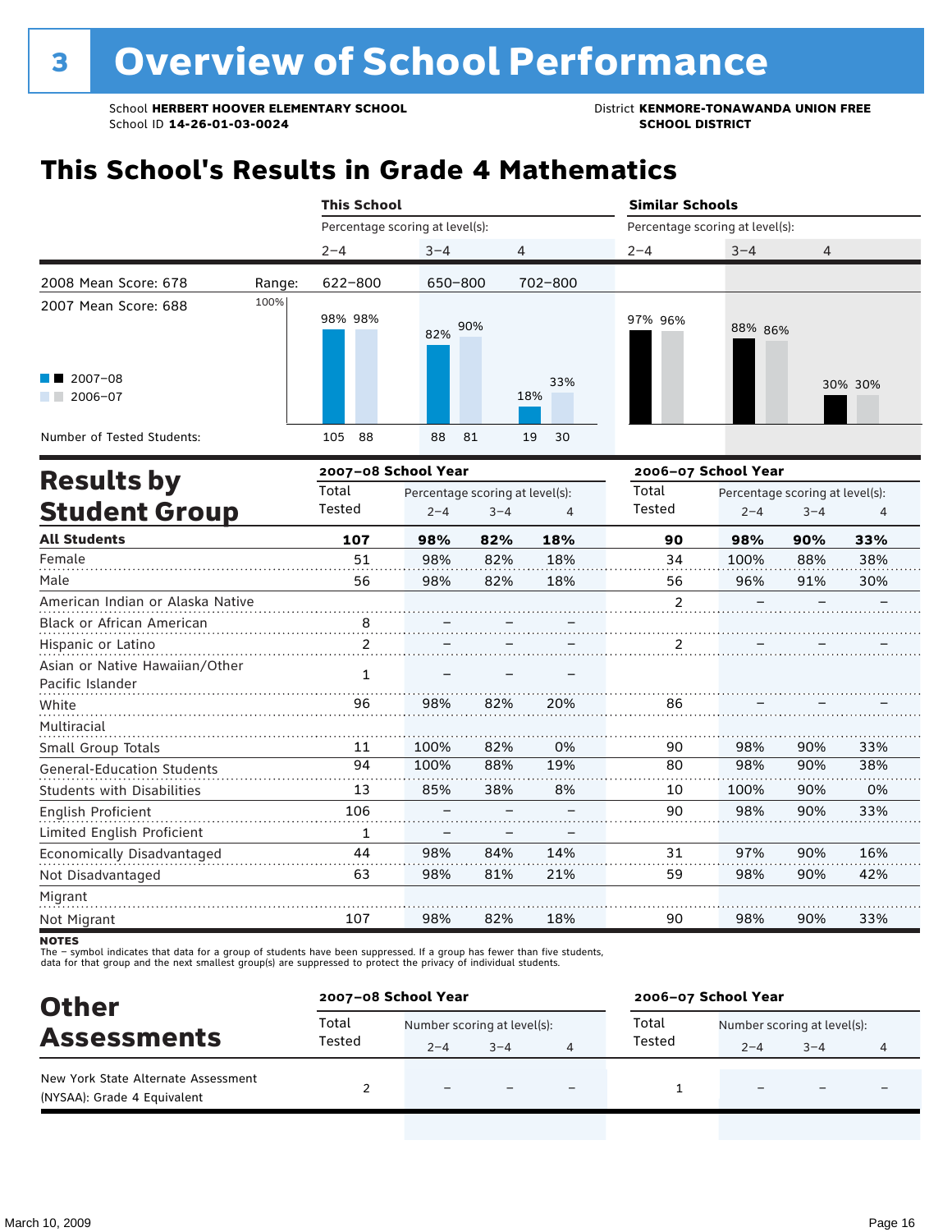# 3 Overview of School Performance

School **HERBERT HOOVER ELEMENTARY SCHOOL**
School ID **14-26-01-03-0024**

District **KENMORE-TONAWANDA UNION FREE SCHOOL DISTRICT**

## This School's Results in Grade 4 Mathematics

2008 Mean Score: 678
2007 Mean Score: 688

| | This School 2–4 | This School 3–4 | This School 4 | Similar Schools 2–4 | Similar Schools 3–4 | Similar Schools 4 |
|---|---|---|---|---|---|---|
| Range | 622–800 | 650–800 | 702–800 | | | |
| 2007–08 | 98% | 82% | 18% | 97% | 88% | 30% |
| 2006–07 | 98% | 90% | 33% | 96% | 86% | 30% |
| Number of Tested Students 2007–08 | 105 | 88 | 19 | | | |
| Number of Tested Students 2006–07 | 88 | 81 | 30 | | | |

## Results by Student Group

| | 2007–08 Total Tested | 2007–08 2–4 | 2007–08 3–4 | 2007–08 4 | 2006–07 Total Tested | 2006–07 2–4 | 2006–07 3–4 | 2006–07 4 |
|---|---|---|---|---|---|---|---|---|
| **All Students** | **107** | **98%** | **82%** | **18%** | **90** | **98%** | **90%** | **33%** |
| Female | 51 | 98% | 82% | 18% | 34 | 100% | 88% | 38% |
| Male | 56 | 98% | 82% | 18% | 56 | 96% | 91% | 30% |
| American Indian or Alaska Native | | | | | 2 | – | – | – |
| Black or African American | 8 | – | – | – | | | | |
| Hispanic or Latino | 2 | – | – | – | 2 | – | – | – |
| Asian or Native Hawaiian/Other Pacific Islander | 1 | – | – | – | | | | |
| White | 96 | 98% | 82% | 20% | 86 | – | – | – |
| Multiracial | | | | | | | | |
| Small Group Totals | 11 | 100% | 82% | 0% | 90 | 98% | 90% | 33% |
| General-Education Students | 94 | 100% | 88% | 19% | 80 | 98% | 90% | 38% |
| Students with Disabilities | 13 | 85% | 38% | 8% | 10 | 100% | 90% | 0% |
| English Proficient | 106 | – | – | – | 90 | 98% | 90% | 33% |
| Limited English Proficient | 1 | – | – | – | | | | |
| Economically Disadvantaged | 44 | 98% | 84% | 14% | 31 | 97% | 90% | 16% |
| Not Disadvantaged | 63 | 98% | 81% | 21% | 59 | 98% | 90% | 42% |
| Migrant | | | | | | | | |
| Not Migrant | 107 | 98% | 82% | 18% | 90 | 98% | 90% | 33% |

**NOTES**
The – symbol indicates that data for a group of students have been suppressed. If a group has fewer than five students, data for that group and the next smallest group(s) are suppressed to protect the privacy of individual students.

## Other Assessments

| | 2007–08 Total Tested | 2007–08 2–4 | 2007–08 3–4 | 2007–08 4 | 2006–07 Total Tested | 2006–07 2–4 | 2006–07 3–4 | 2006–07 4 |
|---|---|---|---|---|---|---|---|---|
| New York State Alternate Assessment (NYSAA): Grade 4 Equivalent | 2 | – | – | – | 1 | – | – | – |

Number scoring at level(s).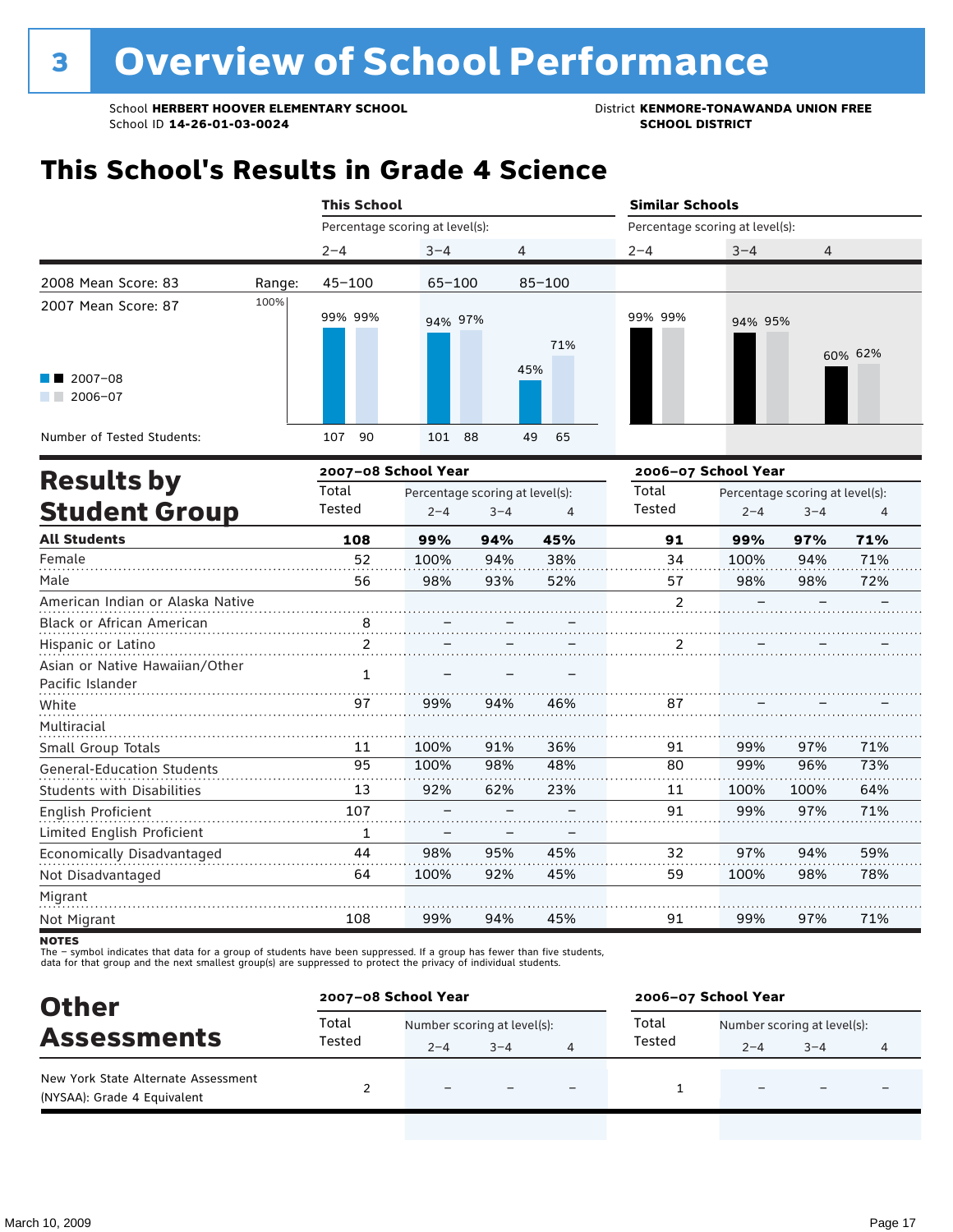# 3 Overview of School Performance

School **HERBERT HOOVER ELEMENTARY SCHOOL**
School ID **14-26-01-03-0024**

District **KENMORE-TONAWANDA UNION FREE SCHOOL DISTRICT**

## This School's Results in Grade 4 Science

2008 Mean Score: 83
2007 Mean Score: 87

| | This School 2–4 | This School 3–4 | This School 4 | Similar Schools 2–4 | Similar Schools 3–4 | Similar Schools 4 |
|---|---|---|---|---|---|---|
| Range | 45–100 | 65–100 | 85–100 | | | |
| 2007–08 | 99% | 94% | 45% | 99% | 94% | 60% |
| 2006–07 | 99% | 97% | 71% | 99% | 95% | 62% |
| Number of Tested Students: 2007–08 | 107 | 101 | 49 | | | |
| Number of Tested Students: 2006–07 | 90 | 88 | 65 | | | |

## Results by Student Group

| | 2007–08 Total Tested | 2007–08 2–4 | 2007–08 3–4 | 2007–08 4 | 2006–07 Total Tested | 2006–07 2–4 | 2006–07 3–4 | 2006–07 4 |
|---|---|---|---|---|---|---|---|---|
| **All Students** | **108** | **99%** | **94%** | **45%** | **91** | **99%** | **97%** | **71%** |
| Female | 52 | 100% | 94% | 38% | 34 | 100% | 94% | 71% |
| Male | 56 | 98% | 93% | 52% | 57 | 98% | 98% | 72% |
| American Indian or Alaska Native | | | | | 2 | – | – | – |
| Black or African American | 8 | – | – | – | | | | |
| Hispanic or Latino | 2 | – | – | – | 2 | – | – | – |
| Asian or Native Hawaiian/Other Pacific Islander | 1 | – | – | – | | | | |
| White | 97 | 99% | 94% | 46% | 87 | – | – | – |
| Multiracial | | | | | | | | |
| Small Group Totals | 11 | 100% | 91% | 36% | 91 | 99% | 97% | 71% |
| General-Education Students | 95 | 100% | 98% | 48% | 80 | 99% | 96% | 73% |
| Students with Disabilities | 13 | 92% | 62% | 23% | 11 | 100% | 100% | 64% |
| English Proficient | 107 | – | – | – | 91 | 99% | 97% | 71% |
| Limited English Proficient | 1 | – | – | – | | | | |
| Economically Disadvantaged | 44 | 98% | 95% | 45% | 32 | 97% | 94% | 59% |
| Not Disadvantaged | 64 | 100% | 92% | 45% | 59 | 100% | 98% | 78% |
| Migrant | | | | | | | | |
| Not Migrant | 108 | 99% | 94% | 45% | 91 | 99% | 97% | 71% |

**NOTES**
The – symbol indicates that data for a group of students have been suppressed. If a group has fewer than five students, data for that group and the next smallest group(s) are suppressed to protect the privacy of individual students.

## Other Assessments

| | 2007–08 Total Tested | 2007–08 2–4 | 2007–08 3–4 | 2007–08 4 | 2006–07 Total Tested | 2006–07 2–4 | 2006–07 3–4 | 2006–07 4 |
|---|---|---|---|---|---|---|---|---|
| New York State Alternate Assessment (NYSAA): Grade 4 Equivalent | 2 | – | – | – | 1 | – | – | – |

March 10, 2009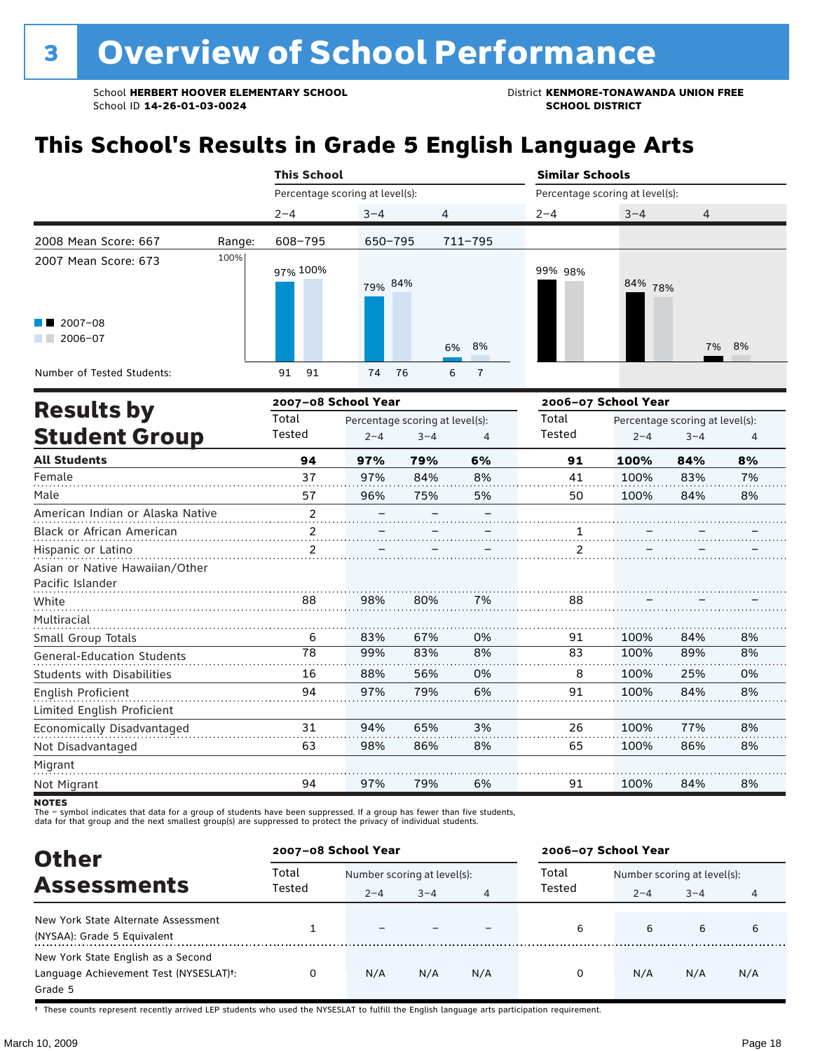# 3 Overview of School Performance

School **HERBERT HOOVER ELEMENTARY SCHOOL**
School ID **14-26-01-03-0024**

District **KENMORE-TONAWANDA UNION FREE SCHOOL DISTRICT**

## This School's Results in Grade 5 English Language Arts

| | This School | | | Similar Schools | | |
|---|---|---|---|---|---|---|
| | Percentage scoring at level(s): | | | Percentage scoring at level(s): | | |
| | 2–4 | 3–4 | 4 | 2–4 | 3–4 | 4 |
| 2008 Mean Score: 667 — Range: | 608–795 | 650–795 | 711–795 | | | |
| 2007 Mean Score: 673 | | | | | | |
| 2007–08 | 97% | 79% | 6% | 99% | 84% | 7% |
| 2006–07 | 100% | 84% | 8% | 98% | 78% | 8% |
| Number of Tested Students (2007–08) | 91 | 74 | 6 | | | |
| Number of Tested Students (2006–07) | 91 | 76 | 7 | | | |

## Results by Student Group

| | 2007–08 School Year | | | | 2006–07 School Year | | | |
|---|---|---|---|---|---|---|---|---|
| | Total Tested | Percentage scoring at level(s): | | | Total Tested | Percentage scoring at level(s): | | |
| | | 2–4 | 3–4 | 4 | | 2–4 | 3–4 | 4 |
| **All Students** | **94** | **97%** | **79%** | **6%** | **91** | **100%** | **84%** | **8%** |
| Female | 37 | 97% | 84% | 8% | 41 | 100% | 83% | 7% |
| Male | 57 | 96% | 75% | 5% | 50 | 100% | 84% | 8% |
| American Indian or Alaska Native | 2 | – | – | – | | | | |
| Black or African American | 2 | – | – | – | 1 | – | – | – |
| Hispanic or Latino | 2 | – | – | – | 2 | – | – | – |
| Asian or Native Hawaiian/Other Pacific Islander | | | | | | | | |
| White | 88 | 98% | 80% | 7% | 88 | – | – | – |
| Multiracial | | | | | | | | |
| Small Group Totals | 6 | 83% | 67% | 0% | 91 | 100% | 84% | 8% |
| General-Education Students | 78 | 99% | 83% | 8% | 83 | 100% | 89% | 8% |
| Students with Disabilities | 16 | 88% | 56% | 0% | 8 | 100% | 25% | 0% |
| English Proficient | 94 | 97% | 79% | 6% | 91 | 100% | 84% | 8% |
| Limited English Proficient | | | | | | | | |
| Economically Disadvantaged | 31 | 94% | 65% | 3% | 26 | 100% | 77% | 8% |
| Not Disadvantaged | 63 | 98% | 86% | 8% | 65 | 100% | 86% | 8% |
| Migrant | | | | | | | | |
| Not Migrant | 94 | 97% | 79% | 6% | 91 | 100% | 84% | 8% |

**NOTES**
The – symbol indicates that data for a group of students have been suppressed. If a group has fewer than five students, data for that group and the next smallest group(s) are suppressed to protect the privacy of individual students.

## Other Assessments

| | 2007–08 School Year | | | | 2006–07 School Year | | | |
|---|---|---|---|---|---|---|---|---|
| | Total Tested | Number scoring at level(s): | | | Total Tested | Number scoring at level(s): | | |
| | | 2–4 | 3–4 | 4 | | 2–4 | 3–4 | 4 |
| New York State Alternate Assessment (NYSAA): Grade 5 Equivalent | 1 | – | – | – | 6 | 6 | 6 | 6 |
| New York State English as a Second Language Achievement Test (NYSESLAT)†: Grade 5 | 0 | N/A | N/A | N/A | 0 | N/A | N/A | N/A |

† These counts represent recently arrived LEP students who used the NYSESLAT to fulfill the English language arts participation requirement.

March 10, 2009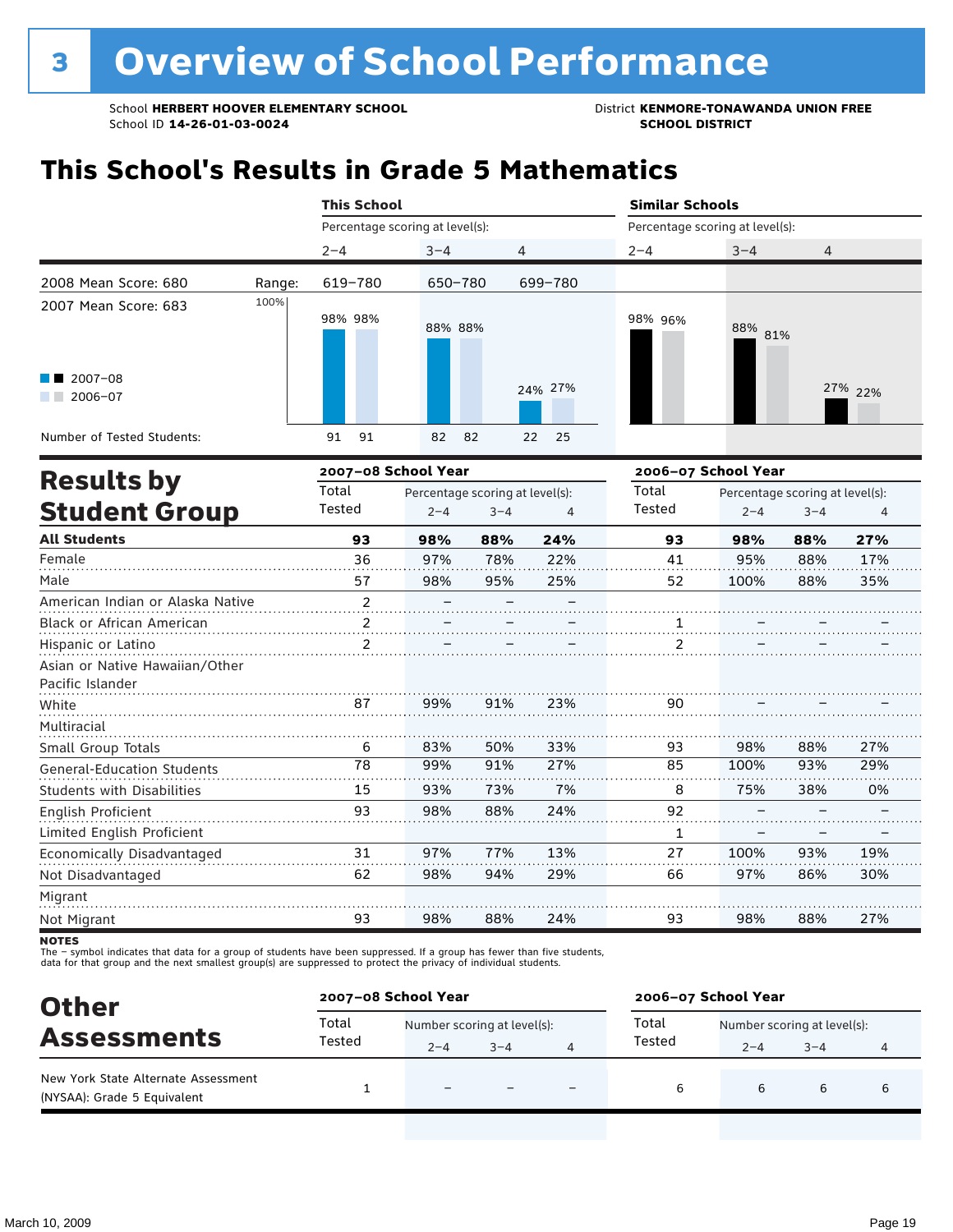# 3 Overview of School Performance

School **HERBERT HOOVER ELEMENTARY SCHOOL**
School ID **14-26-01-03-0024**

District **KENMORE-TONAWANDA UNION FREE SCHOOL DISTRICT**

## This School's Results in Grade 5 Mathematics

2008 Mean Score: 680
2007 Mean Score: 683

| | This School 2–4 | This School 3–4 | This School 4 | Similar Schools 2–4 | Similar Schools 3–4 | Similar Schools 4 |
|---|---|---|---|---|---|---|
| Range: | 619–780 | 650–780 | 699–780 | | | |
| 2007–08 | 98% | 88% | 24% | 98% | 88% | 27% |
| 2006–07 | 98% | 88% | 27% | 96% | 81% | 22% |
| Number of Tested Students (2007–08) | 91 | 82 | 22 | | | |
| Number of Tested Students (2006–07) | 91 | 82 | 25 | | | |

## Results by Student Group

| | 2007–08 Total Tested | 2007–08 2–4 | 2007–08 3–4 | 2007–08 4 | 2006–07 Total Tested | 2006–07 2–4 | 2006–07 3–4 | 2006–07 4 |
|---|---|---|---|---|---|---|---|---|
| **All Students** | **93** | **98%** | **88%** | **24%** | **93** | **98%** | **88%** | **27%** |
| Female | 36 | 97% | 78% | 22% | 41 | 95% | 88% | 17% |
| Male | 57 | 98% | 95% | 25% | 52 | 100% | 88% | 35% |
| American Indian or Alaska Native | 2 | – | – | – | | | | |
| Black or African American | 2 | – | – | – | 1 | – | – | – |
| Hispanic or Latino | 2 | – | – | – | 2 | – | – | – |
| Asian or Native Hawaiian/Other Pacific Islander | | | | | | | | |
| White | 87 | 99% | 91% | 23% | 90 | – | – | – |
| Multiracial | | | | | | | | |
| Small Group Totals | 6 | 83% | 50% | 33% | 93 | 98% | 88% | 27% |
| General-Education Students | 78 | 99% | 91% | 27% | 85 | 100% | 93% | 29% |
| Students with Disabilities | 15 | 93% | 73% | 7% | 8 | 75% | 38% | 0% |
| English Proficient | 93 | 98% | 88% | 24% | 92 | – | – | – |
| Limited English Proficient | | | | | 1 | – | – | – |
| Economically Disadvantaged | 31 | 97% | 77% | 13% | 27 | 100% | 93% | 19% |
| Not Disadvantaged | 62 | 98% | 94% | 29% | 66 | 97% | 86% | 30% |
| Migrant | | | | | | | | |
| Not Migrant | 93 | 98% | 88% | 24% | 93 | 98% | 88% | 27% |

**NOTES**
The – symbol indicates that data for a group of students have been suppressed. If a group has fewer than five students, data for that group and the next smallest group(s) are suppressed to protect the privacy of individual students.

## Other Assessments

| | 2007–08 Total Tested | 2007–08 2–4 | 2007–08 3–4 | 2007–08 4 | 2006–07 Total Tested | 2006–07 2–4 | 2006–07 3–4 | 2006–07 4 |
|---|---|---|---|---|---|---|---|---|
| New York State Alternate Assessment (NYSAA): Grade 5 Equivalent | 1 | – | – | – | 6 | 6 | 6 | 6 |

March 10, 2009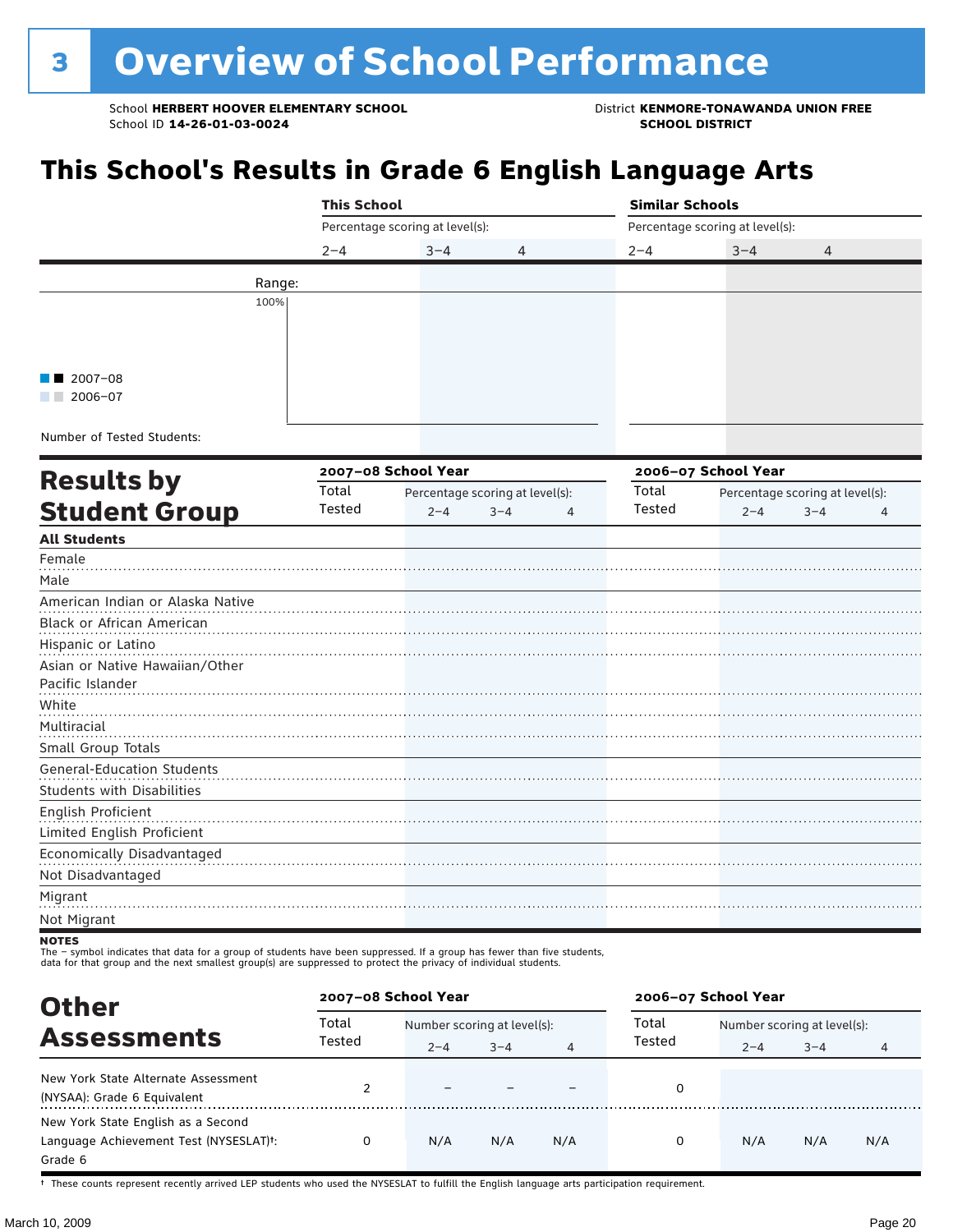# 3 Overview of School Performance

School **HERBERT HOOVER ELEMENTARY SCHOOL**
School ID **14-26-01-03-0024**

District **KENMORE-TONAWANDA UNION FREE SCHOOL DISTRICT**

## This School's Results in Grade 6 English Language Arts

| | This School | | | Similar Schools | | |
|---|---|---|---|---|---|---|
| | Percentage scoring at level(s): | | | Percentage scoring at level(s): | | |
| | 2–4 | 3–4 | 4 | 2–4 | 3–4 | 4 |
| Range: | | | | | | |
| 100% | | | | | | |
| Number of Tested Students: | | | | | | |

■■ 2007–08
■■ 2006–07

## Results by Student Group

| | 2007–08 School Year | | | | 2006–07 School Year | | | |
|---|---|---|---|---|---|---|---|---|
| | Total Tested | Percentage scoring at level(s): | | | Total Tested | Percentage scoring at level(s): | | |
| | | 2–4 | 3–4 | 4 | | 2–4 | 3–4 | 4 |
| **All Students** | | | | | | | | |
| Female | | | | | | | | |
| Male | | | | | | | | |
| American Indian or Alaska Native | | | | | | | | |
| Black or African American | | | | | | | | |
| Hispanic or Latino | | | | | | | | |
| Asian or Native Hawaiian/Other Pacific Islander | | | | | | | | |
| White | | | | | | | | |
| Multiracial | | | | | | | | |
| Small Group Totals | | | | | | | | |
| General-Education Students | | | | | | | | |
| Students with Disabilities | | | | | | | | |
| English Proficient | | | | | | | | |
| Limited English Proficient | | | | | | | | |
| Economically Disadvantaged | | | | | | | | |
| Not Disadvantaged | | | | | | | | |
| Migrant | | | | | | | | |
| Not Migrant | | | | | | | | |

**NOTES**
The – symbol indicates that data for a group of students have been suppressed. If a group has fewer than five students, data for that group and the next smallest group(s) are suppressed to protect the privacy of individual students.

## Other Assessments

| | 2007–08 School Year | | | | 2006–07 School Year | | | |
|---|---|---|---|---|---|---|---|---|
| | Total Tested | Number scoring at level(s): | | | Total Tested | Number scoring at level(s): | | |
| | | 2–4 | 3–4 | 4 | | 2–4 | 3–4 | 4 |
| New York State Alternate Assessment (NYSAA): Grade 6 Equivalent | 2 | – | – | – | 0 | | | |
| New York State English as a Second Language Achievement Test (NYSESLAT)†: Grade 6 | 0 | N/A | N/A | N/A | 0 | N/A | N/A | N/A |

† These counts represent recently arrived LEP students who used the NYSESLAT to fulfill the English language arts participation requirement.

March 10, 2009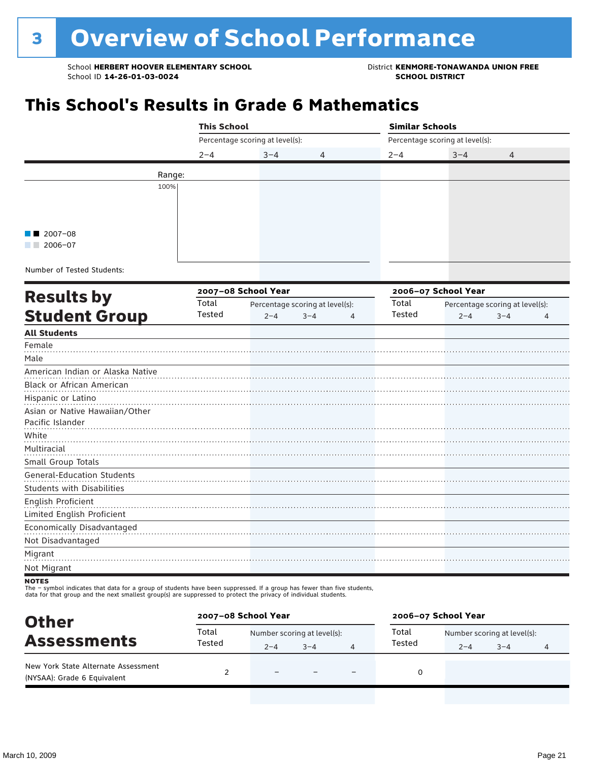# 3 Overview of School Performance

School **HERBERT HOOVER ELEMENTARY SCHOOL**
School ID **14-26-01-03-0024**

District **KENMORE-TONAWANDA UNION FREE SCHOOL DISTRICT**

## This School's Results in Grade 6 Mathematics

| | This School | | | Similar Schools | | |
|---|---|---|---|---|---|---|
| | Percentage scoring at level(s): | | | Percentage scoring at level(s): | | |
| | 2–4 | 3–4 | 4 | 2–4 | 3–4 | 4 |
| Range: | | | | | | |
| Number of Tested Students: | | | | | | |

100%

2007–08
2006–07

## Results by Student Group

| | 2007–08 School Year | | | | 2006–07 School Year | | | |
|---|---|---|---|---|---|---|---|---|
| | Total Tested | Percentage scoring at level(s): | | | Total Tested | Percentage scoring at level(s): | | |
| | | 2–4 | 3–4 | 4 | | 2–4 | 3–4 | 4 |
| **All Students** | | | | | | | | |
| Female | | | | | | | | |
| Male | | | | | | | | |
| American Indian or Alaska Native | | | | | | | | |
| Black or African American | | | | | | | | |
| Hispanic or Latino | | | | | | | | |
| Asian or Native Hawaiian/Other Pacific Islander | | | | | | | | |
| White | | | | | | | | |
| Multiracial | | | | | | | | |
| Small Group Totals | | | | | | | | |
| General-Education Students | | | | | | | | |
| Students with Disabilities | | | | | | | | |
| English Proficient | | | | | | | | |
| Limited English Proficient | | | | | | | | |
| Economically Disadvantaged | | | | | | | | |
| Not Disadvantaged | | | | | | | | |
| Migrant | | | | | | | | |
| Not Migrant | | | | | | | | |

**NOTES**
The – symbol indicates that data for a group of students have been suppressed. If a group has fewer than five students, data for that group and the next smallest group(s) are suppressed to protect the privacy of individual students.

## Other Assessments

| | 2007–08 School Year | | | | 2006–07 School Year | | | |
|---|---|---|---|---|---|---|---|---|
| | Total Tested | Number scoring at level(s): | | | Total Tested | Number scoring at level(s): | | |
| | | 2–4 | 3–4 | 4 | | 2–4 | 3–4 | 4 |
| New York State Alternate Assessment (NYSAA): Grade 6 Equivalent | 2 | – | – | – | 0 | | | |

March 10, 2009